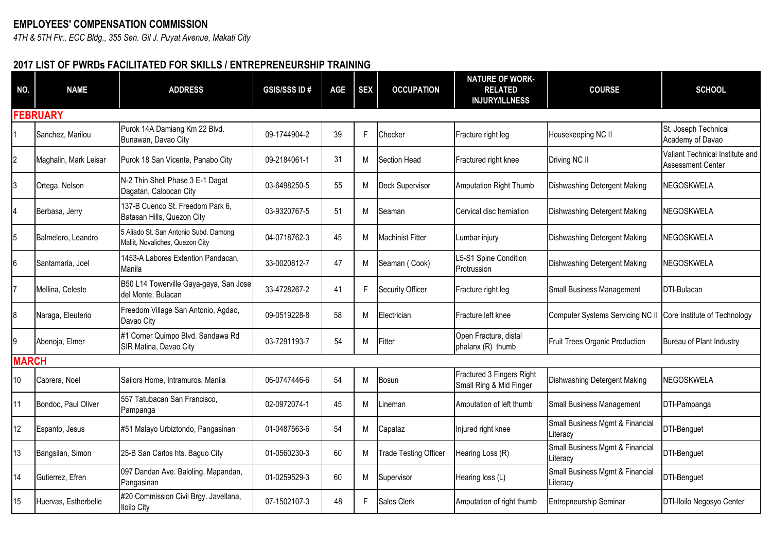**EMPLOYEES' COMPENSATION COMMISSION**

*4TH & 5TH Flr., ECC Bldg., 355 Sen. Gil J. Puyat Avenue, Makati City*

**2017 LIST OF PWRDs FACILITATED FOR SKILLS / ENTREPRENEURSHIP TRAINING**

| NO. | NAME | ADDRESS | GSIS/SSS ID # | AGE | SEX | OCCUPATION | NATURE OF WORK-RELATED INJURY/ILLNESS | COURSE | SCHOOL |
|---|---|---|---|---|---|---|---|---|---|
| **FEBRUARY** | | | | | | | | | |
| 1 | Sanchez, Marilou | Purok 14A Damiang Km 22 Blvd. Bunawan, Davao City | 09-1744904-2 | 39 | F | Checker | Fracture right leg | Housekeeping NC II | St. Joseph Technical Academy of Davao |
| 2 | Maghalin, Mark Leisar | Purok 18 San Vicente, Panabo City | 09-2184061-1 | 31 | M | Section Head | Fractured right knee | Driving NC II | Valiant Technical Institute and Assessment Center |
| 3 | Ortega, Nelson | N-2 Thin Shell Phase 3 E-1 Dagat Dagatan, Caloocan City | 03-6498250-5 | 55 | M | Deck Supervisor | Amputation Right Thumb | Dishwashing Detergent Making | NEGOSKWELA |
| 4 | Berbasa, Jerry | 137-B Cuenco St. Freedom Park 6, Batasan Hills, Quezon City | 03-9320767-5 | 51 | M | Seaman | Cervical disc herniation | Dishwashing Detergent Making | NEGOSKWELA |
| 5 | Balmelero, Leandro | 5 Aliado St. San Antonio Subd. Damong Maliit, Novaliches, Quezon City | 04-0718762-3 | 45 | M | Machinist Fitter | Lumbar injury | Dishwashing Detergent Making | NEGOSKWELA |
| 6 | Santamaria, Joel | 1453-A Labores Extention Pandacan, Manila | 33-0020812-7 | 47 | M | Seaman ( Cook) | L5-S1 Spine Condition Protrussion | Dishwashing Detergent Making | NEGOSKWELA |
| 7 | Mellina, Celeste | B50 L14 Towerville Gaya-gaya, San Jose del Monte, Bulacan | 33-4728267-2 | 41 | F | Security Officer | Fracture right leg | Small Business Management | DTI-Bulacan |
| 8 | Naraga, Eleuterio | Freedom Village San Antonio, Agdao, Davao City | 09-0519228-8 | 58 | M | Electrician | Fracture left knee | Computer Systems Servicing NC II | Core Institute of Technology |
| 9 | Abenoja, Elmer | #1 Corner Quimpo Blvd. Sandawa Rd SIR Matina, Davao City | 03-7291193-7 | 54 | M | Fitter | Open Fracture, distal phalanx (R) thumb | Fruit Trees Organic Production | Bureau of Plant Industry |
| **MARCH** | | | | | | | | | |
| 10 | Cabrera, Noel | Sailors Home, Intramuros, Manila | 06-0747446-6 | 54 | M | Bosun | Fractured 3 Fingers Right Small Ring & Mid Finger | Dishwashing Detergent Making | NEGOSKWELA |
| 11 | Bondoc, Paul Oliver | 557 Tatubacan San Francisco, Pampanga | 02-0972074-1 | 45 | M | Lineman | Amputation of left thumb | Small Business Management | DTI-Pampanga |
| 12 | Espanto, Jesus | #51 Malayo Urbiztondo, Pangasinan | 01-0487563-6 | 54 | M | Capataz | Injured right knee | Small Business Mgmt & Financial Literacy | DTI-Benguet |
| 13 | Bangsilan, Simon | 25-B San Carlos hts. Baguo City | 01-0560230-3 | 60 | M | Trade Testing Officer | Hearing Loss (R) | Small Business Mgmt & Financial Literacy | DTI-Benguet |
| 14 | Gutierrez, Efren | 097 Dandan Ave. Baloling, Mapandan, Pangasinan | 01-0259529-3 | 60 | M | Supervisor | Hearing loss (L) | Small Business Mgmt & Financial Literacy | DTI-Benguet |
| 15 | Huervas, Estherbelle | #20 Commission Civil Brgy. Javellana, Iloilo City | 07-1502107-3 | 48 | F | Sales Clerk | Amputation of right thumb | Entrepneurship Seminar | DTI-Iloilo Negosyo Center |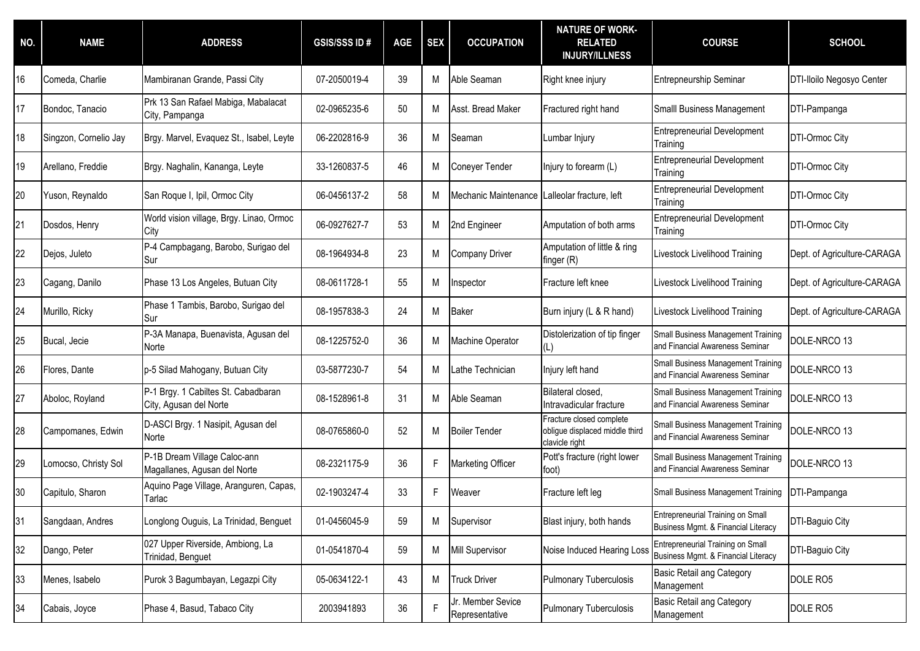| NO. | NAME | ADDRESS | GSIS/SSS ID # | AGE | SEX | OCCUPATION | NATURE OF WORK-RELATED INJURY/ILLNESS | COURSE | SCHOOL |
|---|---|---|---|---|---|---|---|---|---|
| 16 | Comeda, Charlie | Mambiranan Grande, Passi City | 07-2050019-4 | 39 | M | Able Seaman | Right knee injury | Entrepneurship Seminar | DTI-Iloilo Negosyo Center |
| 17 | Bondoc, Tanacio | Prk 13 San Rafael Mabiga, Mabalacat City, Pampanga | 02-0965235-6 | 50 | M | Asst. Bread Maker | Fractured right hand | Smalll Business Management | DTI-Pampanga |
| 18 | Singzon, Cornelio Jay | Brgy. Marvel, Evaquez St., Isabel, Leyte | 06-2202816-9 | 36 | M | Seaman | Lumbar Injury | Entrepreneurial Development Training | DTI-Ormoc City |
| 19 | Arellano, Freddie | Brgy. Naghalin, Kananga, Leyte | 33-1260837-5 | 46 | M | Coneyer Tender | Injury to forearm (L) | Entrepreneurial Development Training | DTI-Ormoc City |
| 20 | Yuson, Reynaldo | San Roque I, Ipil, Ormoc City | 06-0456137-2 | 58 | M | Mechanic Maintenance | Lalleolar fracture, left | Entrepreneurial Development Training | DTI-Ormoc City |
| 21 | Dosdos, Henry | World vision village, Brgy. Linao, Ormoc City | 06-0927627-7 | 53 | M | 2nd Engineer | Amputation of both arms | Entrepreneurial Development Training | DTI-Ormoc City |
| 22 | Dejos, Juleto | P-4 Campbagang, Barobo, Surigao del Sur | 08-1964934-8 | 23 | M | Company Driver | Amputation of little & ring finger (R) | Livestock Livelihood Training | Dept. of Agriculture-CARAGA |
| 23 | Cagang, Danilo | Phase 13 Los Angeles, Butuan City | 08-0611728-1 | 55 | M | Inspector | Fracture left knee | Livestock Livelihood Training | Dept. of Agriculture-CARAGA |
| 24 | Murillo, Ricky | Phase 1 Tambis, Barobo, Surigao del Sur | 08-1957838-3 | 24 | M | Baker | Burn injury (L & R hand) | Livestock Livelihood Training | Dept. of Agriculture-CARAGA |
| 25 | Bucal, Jecie | P-3A Manapa, Buenavista, Agusan del Norte | 08-1225752-0 | 36 | M | Machine Operator | Distolerization of tip finger (L) | Small Business Management Training and Financial Awareness Seminar | DOLE-NRCO 13 |
| 26 | Flores, Dante | p-5 Silad Mahogany, Butuan City | 03-5877230-7 | 54 | M | Lathe Technician | Injury left hand | Small Business Management Training and Financial Awareness Seminar | DOLE-NRCO 13 |
| 27 | Aboloc, Royland | P-1 Brgy. 1 Cabiltes St. Cabadbaran City, Agusan del Norte | 08-1528961-8 | 31 | M | Able Seaman | Bilateral closed, Intravadicular fracture | Small Business Management Training and Financial Awareness Seminar | DOLE-NRCO 13 |
| 28 | Campomanes, Edwin | D-ASCI Brgy. 1 Nasipit, Agusan del Norte | 08-0765860-0 | 52 | M | Boiler Tender | Fracture closed complete oblique displaced middle third clavicle right | Small Business Management Training and Financial Awareness Seminar | DOLE-NRCO 13 |
| 29 | Lomocso, Christy Sol | P-1B Dream Village Caloc-ann Magallanes, Agusan del Norte | 08-2321175-9 | 36 | F | Marketing Officer | Pott's fracture (right lower foot) | Small Business Management Training and Financial Awareness Seminar | DOLE-NRCO 13 |
| 30 | Capitulo, Sharon | Aquino Page Village, Aranguren, Capas, Tarlac | 02-1903247-4 | 33 | F | Weaver | Fracture left leg | Small Business Management Training | DTI-Pampanga |
| 31 | Sangdaan, Andres | Longlong Ouguis, La Trinidad, Benguet | 01-0456045-9 | 59 | M | Supervisor | Blast injury, both hands | Entrepreneurial Training on Small Business Mgmt. & Financial Literacy | DTI-Baguio City |
| 32 | Dango, Peter | 027 Upper Riverside, Ambiong, La Trinidad, Benguet | 01-0541870-4 | 59 | M | Mill Supervisor | Noise Induced Hearing Loss | Entrepreneurial Training on Small Business Mgmt. & Financial Literacy | DTI-Baguio City |
| 33 | Menes, Isabelo | Purok 3 Bagumbayan, Legazpi City | 05-0634122-1 | 43 | M | Truck Driver | Pulmonary Tuberculosis | Basic Retail ang Category Management | DOLE RO5 |
| 34 | Cabais, Joyce | Phase 4, Basud, Tabaco City | 2003941893 | 36 | F | Jr. Member Sevice Representative | Pulmonary Tuberculosis | Basic Retail ang Category Management | DOLE RO5 |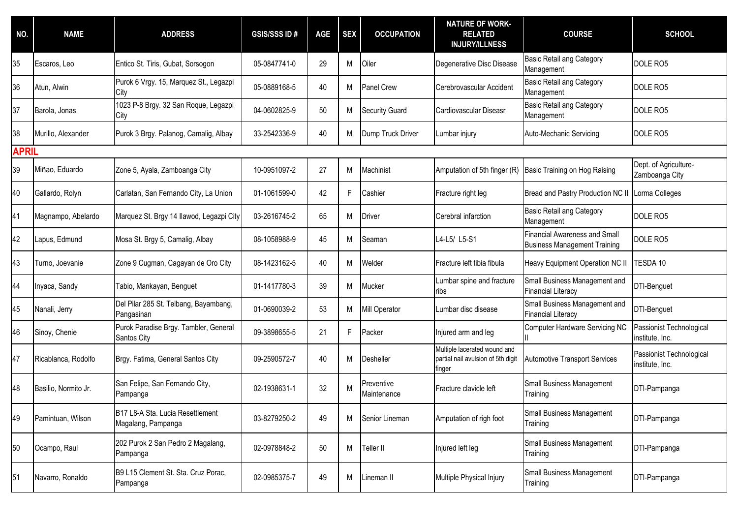| NO. | NAME | ADDRESS | GSIS/SSS ID # | AGE | SEX | OCCUPATION | NATURE OF WORK-RELATED INJURY/ILLNESS | COURSE | SCHOOL |
|---|---|---|---|---|---|---|---|---|---|
| 35 | Escaros, Leo | Entico St. Tiris, Gubat, Sorsogon | 05-0847741-0 | 29 | M | Oiler | Degenerative Disc Disease | Basic Retail ang Category Management | DOLE RO5 |
| 36 | Atun, Alwin | Purok 6 Vrgy. 15, Marquez St., Legazpi City | 05-0889168-5 | 40 | M | Panel Crew | Cerebrovascular Accident | Basic Retail ang Category Management | DOLE RO5 |
| 37 | Barola, Jonas | 1023 P-8 Brgy. 32 San Roque, Legazpi City | 04-0602825-9 | 50 | M | Security Guard | Cardiovascular Diseasr | Basic Retail ang Category Management | DOLE RO5 |
| 38 | Murillo, Alexander | Purok 3 Brgy. Palanog, Camalig, Albay | 33-2542336-9 | 40 | M | Dump Truck Driver | Lumbar injury | Auto-Mechanic Servicing | DOLE RO5 |
| **APRIL** | | | | | | | | | |
| 39 | Miñao, Eduardo | Zone 5, Ayala, Zamboanga City | 10-0951097-2 | 27 | M | Machinist | Amputation of 5th finger (R) | Basic Training on Hog Raising | Dept. of Agriculture-Zamboanga City |
| 40 | Gallardo, Rolyn | Carlatan, San Fernando City, La Union | 01-1061599-0 | 42 | F | Cashier | Fracture right leg | Bread and Pastry Production NC II | Lorma Colleges |
| 41 | Magnampo, Abelardo | Marquez St. Brgy 14 Ilawod, Legazpi City | 03-2616745-2 | 65 | M | Driver | Cerebral infarction | Basic Retail ang Category Management | DOLE RO5 |
| 42 | Lapus, Edmund | Mosa St. Brgy 5, Camalig, Albay | 08-1058988-9 | 45 | M | Seaman | L4-L5/ L5-S1 | Financial Awareness and Small Business Management Training | DOLE RO5 |
| 43 | Turno, Joevanie | Zone 9 Cugman, Cagayan de Oro City | 08-1423162-5 | 40 | M | Welder | Fracture left tibia fibula | Heavy Equipment Operation NC II | TESDA 10 |
| 44 | Inyaca, Sandy | Tabio, Mankayan, Benguet | 01-1417780-3 | 39 | M | Mucker | Lumbar spine and fracture ribs | Small Business Management and Financial Literacy | DTI-Benguet |
| 45 | Nanali, Jerry | Del Pilar 285 St. Telbang, Bayambang, Pangasinan | 01-0690039-2 | 53 | M | Mill Operator | Lumbar disc disease | Small Business Management and Financial Literacy | DTI-Benguet |
| 46 | Sinoy, Chenie | Purok Paradise Brgy. Tambler, General Santos City | 09-3898655-5 | 21 | F | Packer | Injured arm and leg | Computer Hardware Servicing NC II | Passionist Technological institute, Inc. |
| 47 | Ricablanca, Rodolfo | Brgy. Fatima, General Santos City | 09-2590572-7 | 40 | M | Desheller | Multiple lacerated wound and partial nail avulsion of 5th digit finger | Automotive Transport Services | Passionist Technological institute, Inc. |
| 48 | Basilio, Normito Jr. | San Felipe, San Fernando City, Pampanga | 02-1938631-1 | 32 | M | Preventive Maintenance | Fracture clavicle left | Small Business Management Training | DTI-Pampanga |
| 49 | Pamintuan, Wilson | B17 L8-A Sta. Lucia Resettlement Magalang, Pampanga | 03-8279250-2 | 49 | M | Senior Lineman | Amputation of righ foot | Small Business Management Training | DTI-Pampanga |
| 50 | Ocampo, Raul | 202 Purok 2 San Pedro 2 Magalang, Pampanga | 02-0978848-2 | 50 | M | Teller II | Injured left leg | Small Business Management Training | DTI-Pampanga |
| 51 | Navarro, Ronaldo | B9 L15 Clement St. Sta. Cruz Porac, Pampanga | 02-0985375-7 | 49 | M | Lineman II | Multiple Physical Injury | Small Business Management Training | DTI-Pampanga |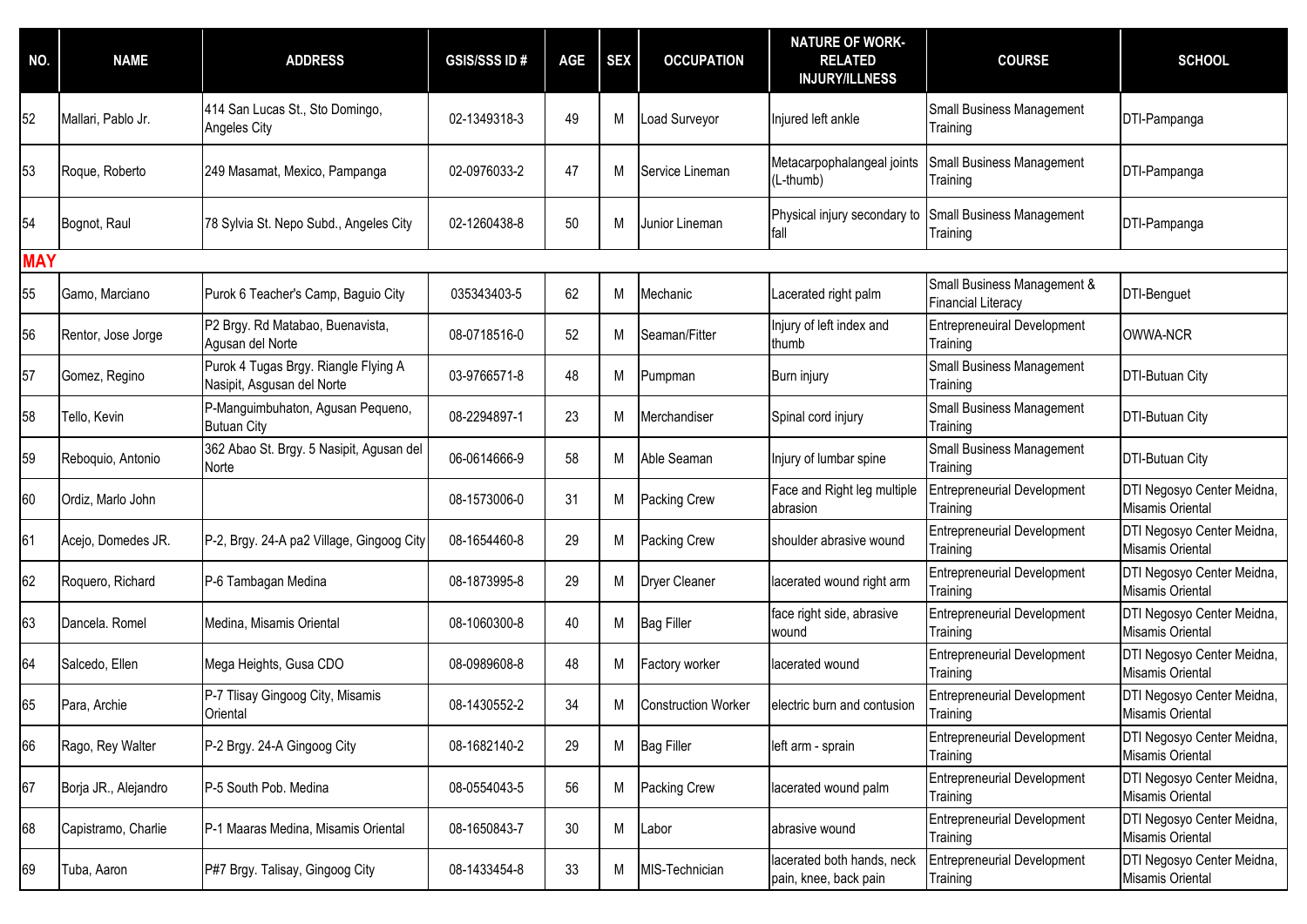| NO. | NAME | ADDRESS | GSIS/SSS ID # | AGE | SEX | OCCUPATION | NATURE OF WORK-RELATED INJURY/ILLNESS | COURSE | SCHOOL |
|---|---|---|---|---|---|---|---|---|---|
| 52 | Mallari, Pablo Jr. | 414 San Lucas St., Sto Domingo, Angeles City | 02-1349318-3 | 49 | M | Load Surveyor | Injured left ankle | Small Business Management Training | DTI-Pampanga |
| 53 | Roque, Roberto | 249 Masamat, Mexico, Pampanga | 02-0976033-2 | 47 | M | Service Lineman | Metacarpophalangeal joints (L-thumb) | Small Business Management Training | DTI-Pampanga |
| 54 | Bognot, Raul | 78 Sylvia St. Nepo Subd., Angeles City | 02-1260438-8 | 50 | M | Junior Lineman | Physical injury secondary to fall | Small Business Management Training | DTI-Pampanga |
| **MAY** | | | | | | | | | |
| 55 | Gamo, Marciano | Purok 6 Teacher's Camp, Baguio City | 035343403-5 | 62 | M | Mechanic | Lacerated right palm | Small Business Management & Financial Literacy | DTI-Benguet |
| 56 | Rentor, Jose Jorge | P2 Brgy. Rd Matabao, Buenavista, Agusan del Norte | 08-0718516-0 | 52 | M | Seaman/Fitter | Injury of left index and thumb | Entrepreneuiral Development Training | OWWA-NCR |
| 57 | Gomez, Regino | Purok 4 Tugas Brgy. Riangle Flying A Nasipit, Asgusan del Norte | 03-9766571-8 | 48 | M | Pumpman | Burn injury | Small Business Management Training | DTI-Butuan City |
| 58 | Tello, Kevin | P-Manguimbuhaton, Agusan Pequeno, Butuan City | 08-2294897-1 | 23 | M | Merchandiser | Spinal cord injury | Small Business Management Training | DTI-Butuan City |
| 59 | Reboquio, Antonio | 362 Abao St. Brgy. 5 Nasipit, Agusan del Norte | 06-0614666-9 | 58 | M | Able Seaman | Injury of lumbar spine | Small Business Management Training | DTI-Butuan City |
| 60 | Ordiz, Marlo John | | 08-1573006-0 | 31 | M | Packing Crew | Face and Right leg multiple abrasion | Entrepreneurial Development Training | DTI Negosyo Center Meidna, Misamis Oriental |
| 61 | Acejo, Domedes JR. | P-2, Brgy. 24-A pa2 Village, Gingoog City | 08-1654460-8 | 29 | M | Packing Crew | shoulder abrasive wound | Entrepreneurial Development Training | DTI Negosyo Center Meidna, Misamis Oriental |
| 62 | Roquero, Richard | P-6 Tambagan Medina | 08-1873995-8 | 29 | M | Dryer Cleaner | lacerated wound right arm | Entrepreneurial Development Training | DTI Negosyo Center Meidna, Misamis Oriental |
| 63 | Dancela. Romel | Medina, Misamis Oriental | 08-1060300-8 | 40 | M | Bag Filler | face right side, abrasive wound | Entrepreneurial Development Training | DTI Negosyo Center Meidna, Misamis Oriental |
| 64 | Salcedo, Ellen | Mega Heights, Gusa CDO | 08-0989608-8 | 48 | M | Factory worker | lacerated wound | Entrepreneurial Development Training | DTI Negosyo Center Meidna, Misamis Oriental |
| 65 | Para, Archie | P-7 Tlisay Gingoog City, Misamis Oriental | 08-1430552-2 | 34 | M | Construction Worker | electric burn and contusion | Entrepreneurial Development Training | DTI Negosyo Center Meidna, Misamis Oriental |
| 66 | Rago, Rey Walter | P-2 Brgy. 24-A Gingoog City | 08-1682140-2 | 29 | M | Bag Filler | left arm - sprain | Entrepreneurial Development Training | DTI Negosyo Center Meidna, Misamis Oriental |
| 67 | Borja JR., Alejandro | P-5 South Pob. Medina | 08-0554043-5 | 56 | M | Packing Crew | lacerated wound palm | Entrepreneurial Development Training | DTI Negosyo Center Meidna, Misamis Oriental |
| 68 | Capistramo, Charlie | P-1 Maaras Medina, Misamis Oriental | 08-1650843-7 | 30 | M | Labor | abrasive wound | Entrepreneurial Development Training | DTI Negosyo Center Meidna, Misamis Oriental |
| 69 | Tuba, Aaron | P#7 Brgy. Talisay, Gingoog City | 08-1433454-8 | 33 | M | MIS-Technician | lacerated both hands, neck pain, knee, back pain | Entrepreneurial Development Training | DTI Negosyo Center Meidna, Misamis Oriental |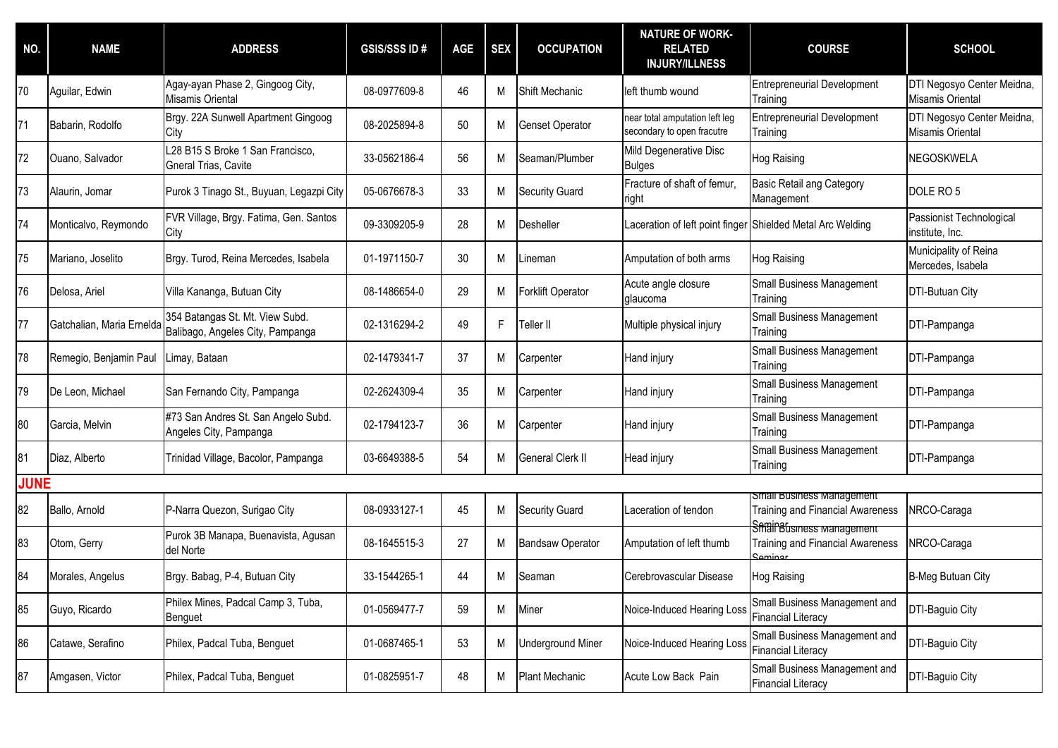| NO. | NAME | ADDRESS | GSIS/SSS ID # | AGE | SEX | OCCUPATION | NATURE OF WORK-RELATED INJURY/ILLNESS | COURSE | SCHOOL |
|---|---|---|---|---|---|---|---|---|---|
| 70 | Aguilar, Edwin | Agay-ayan Phase 2, Gingoog City, Misamis Oriental | 08-0977609-8 | 46 | M | Shift Mechanic | left thumb wound | Entrepreneurial Development Training | DTI Negosyo Center Meidna, Misamis Oriental |
| 71 | Babarin, Rodolfo | Brgy. 22A Sunwell Apartment Gingoog City | 08-2025894-8 | 50 | M | Genset Operator | near total amputation left leg secondary to open fracutre | Entrepreneurial Development Training | DTI Negosyo Center Meidna, Misamis Oriental |
| 72 | Ouano, Salvador | L28 B15 S Broke 1 San Francisco, Gneral Trias, Cavite | 33-0562186-4 | 56 | M | Seaman/Plumber | Mild Degenerative Disc Bulges | Hog Raising | NEGOSKWELA |
| 73 | Alaurin, Jomar | Purok 3 Tinago St., Buyuan, Legazpi City | 05-0676678-3 | 33 | M | Security Guard | Fracture of shaft of femur, right | Basic Retail ang Category Management | DOLE RO 5 |
| 74 | Monticalvo, Reymondo | FVR Village, Brgy. Fatima, Gen. Santos City | 09-3309205-9 | 28 | M | Desheller | Laceration of left point finger | Shielded Metal Arc Welding | Passionist Technological institute, Inc. |
| 75 | Mariano, Joselito | Brgy. Turod, Reina Mercedes, Isabela | 01-1971150-7 | 30 | M | Lineman | Amputation of both arms | Hog Raising | Municipality of Reina Mercedes, Isabela |
| 76 | Delosa, Ariel | Villa Kananga, Butuan City | 08-1486654-0 | 29 | M | Forklift Operator | Acute angle closure glaucoma | Small Business Management Training | DTI-Butuan City |
| 77 | Gatchalian, Maria Ernelda | 354 Batangas St. Mt. View Subd. Balibago, Angeles City, Pampanga | 02-1316294-2 | 49 | F | Teller II | Multiple physical injury | Small Business Management Training | DTI-Pampanga |
| 78 | Remegio, Benjamin Paul | Limay, Bataan | 02-1479341-7 | 37 | M | Carpenter | Hand injury | Small Business Management Training | DTI-Pampanga |
| 79 | De Leon, Michael | San Fernando City, Pampanga | 02-2624309-4 | 35 | M | Carpenter | Hand injury | Small Business Management Training | DTI-Pampanga |
| 80 | Garcia, Melvin | #73 San Andres St. San Angelo Subd. Angeles City, Pampanga | 02-1794123-7 | 36 | M | Carpenter | Hand injury | Small Business Management Training | DTI-Pampanga |
| 81 | Diaz, Alberto | Trinidad Village, Bacolor, Pampanga | 03-6649388-5 | 54 | M | General Clerk II | Head injury | Small Business Management Training | DTI-Pampanga |
| **JUNE** | | | | | | | | | |
| 82 | Ballo, Arnold | P-Narra Quezon, Surigao City | 08-0933127-1 | 45 | M | Security Guard | Laceration of tendon | Small Business Management Training and Financial Awareness Seminar | NRCO-Caraga |
| 83 | Otom, Gerry | Purok 3B Manapa, Buenavista, Agusan del Norte | 08-1645515-3 | 27 | M | Bandsaw Operator | Amputation of left thumb | Small Business Management Training and Financial Awareness Seminar | NRCO-Caraga |
| 84 | Morales, Angelus | Brgy. Babag, P-4, Butuan City | 33-1544265-1 | 44 | M | Seaman | Cerebrovascular Disease | Hog Raising | B-Meg Butuan City |
| 85 | Guyo, Ricardo | Philex Mines, Padcal Camp 3, Tuba, Benguet | 01-0569477-7 | 59 | M | Miner | Noice-Induced Hearing Loss | Small Business Management and Financial Literacy | DTI-Baguio City |
| 86 | Catawe, Serafino | Philex, Padcal Tuba, Benguet | 01-0687465-1 | 53 | M | Underground Miner | Noice-Induced Hearing Loss | Small Business Management and Financial Literacy | DTI-Baguio City |
| 87 | Amgasen, Victor | Philex, Padcal Tuba, Benguet | 01-0825951-7 | 48 | M | Plant Mechanic | Acute Low Back Pain | Small Business Management and Financial Literacy | DTI-Baguio City |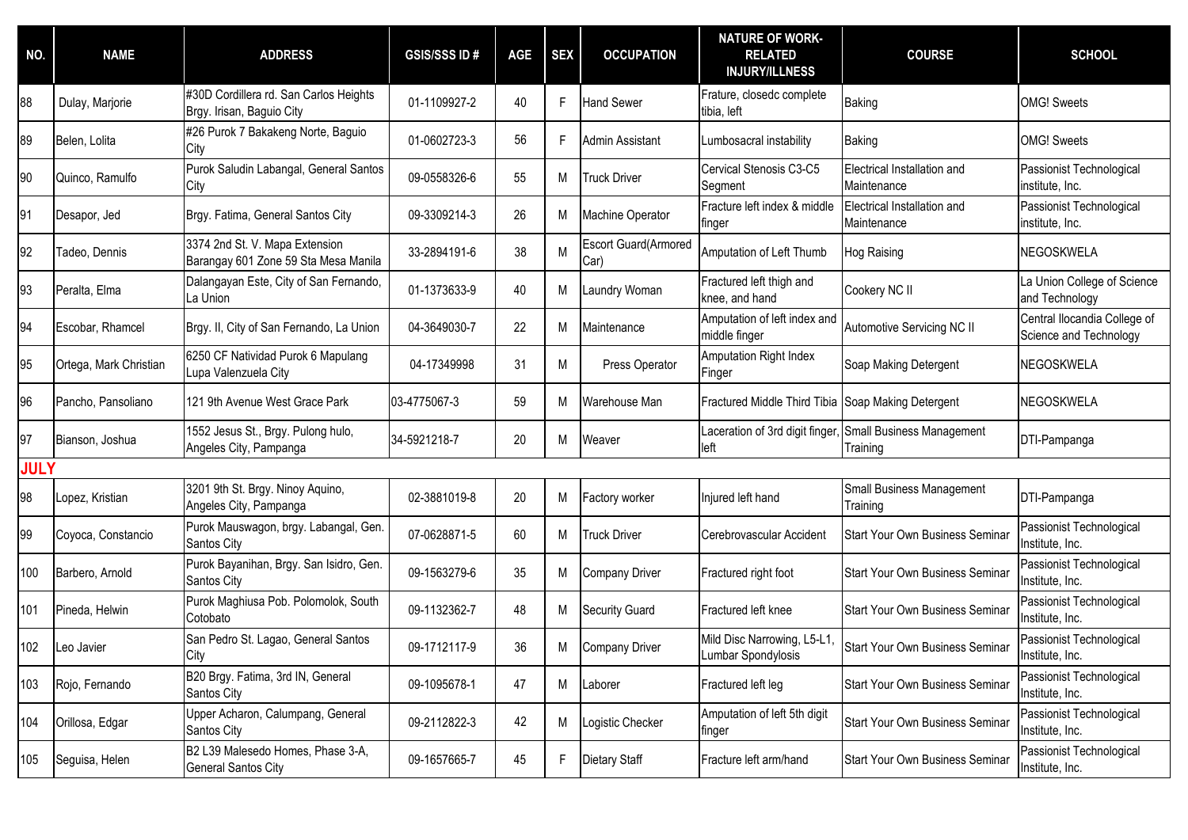| NO. | NAME | ADDRESS | GSIS/SSS ID # | AGE | SEX | OCCUPATION | NATURE OF WORK-RELATED INJURY/ILLNESS | COURSE | SCHOOL |
|---|---|---|---|---|---|---|---|---|---|
| 88 | Dulay, Marjorie | #30D Cordillera rd. San Carlos Heights Brgy. Irisan, Baguio City | 01-1109927-2 | 40 | F | Hand Sewer | Frature, closedc complete tibia, left | Baking | OMG! Sweets |
| 89 | Belen, Lolita | #26 Purok 7 Bakakeng Norte, Baguio City | 01-0602723-3 | 56 | F | Admin Assistant | Lumbosacral instability | Baking | OMG! Sweets |
| 90 | Quinco, Ramulfo | Purok Saludin Labangal, General Santos City | 09-0558326-6 | 55 | M | Truck Driver | Cervical Stenosis C3-C5 Segment | Electrical Installation and Maintenance | Passionist Technological institute, Inc. |
| 91 | Desapor, Jed | Brgy. Fatima, General Santos City | 09-3309214-3 | 26 | M | Machine Operator | Fracture left index & middle finger | Electrical Installation and Maintenance | Passionist Technological institute, Inc. |
| 92 | Tadeo, Dennis | 3374 2nd St. V. Mapa Extension Barangay 601 Zone 59 Sta Mesa Manila | 33-2894191-6 | 38 | M | Escort Guard(Armored Car) | Amputation of Left Thumb | Hog Raising | NEGOSKWELA |
| 93 | Peralta, Elma | Dalangayan Este, City of San Fernando, La Union | 01-1373633-9 | 40 | M | Laundry Woman | Fractured left thigh and knee, and hand | Cookery NC II | La Union College of Science and Technology |
| 94 | Escobar, Rhamcel | Brgy. II, City of San Fernando, La Union | 04-3649030-7 | 22 | M | Maintenance | Amputation of left index and middle finger | Automotive Servicing NC II | Central Ilocandia College of Science and Technology |
| 95 | Ortega, Mark Christian | 6250 CF Natividad Purok 6 Mapulang Lupa Valenzuela City | 04-17349998 | 31 | M | Press Operator | Amputation Right Index Finger | Soap Making Detergent | NEGOSKWELA |
| 96 | Pancho, Pansoliano | 121 9th Avenue West Grace Park | 03-4775067-3 | 59 | M | Warehouse Man | Fractured Middle Third Tibia | Soap Making Detergent | NEGOSKWELA |
| 97 | Bianson, Joshua | 1552 Jesus St., Brgy. Pulong hulo, Angeles City, Pampanga | 34-5921218-7 | 20 | M | Weaver | Laceration of 3rd digit finger, left | Small Business Management Training | DTI-Pampanga |
| **JULY** | | | | | | | | | |
| 98 | Lopez, Kristian | 3201 9th St. Brgy. Ninoy Aquino, Angeles City, Pampanga | 02-3881019-8 | 20 | M | Factory worker | Injured left hand | Small Business Management Training | DTI-Pampanga |
| 99 | Coyoca, Constancio | Purok Mauswagon, brgy. Labangal, Gen. Santos City | 07-0628871-5 | 60 | M | Truck Driver | Cerebrovascular Accident | Start Your Own Business Seminar | Passionist Technological Institute, Inc. |
| 100 | Barbero, Arnold | Purok Bayanihan, Brgy. San Isidro, Gen. Santos City | 09-1563279-6 | 35 | M | Company Driver | Fractured right foot | Start Your Own Business Seminar | Passionist Technological Institute, Inc. |
| 101 | Pineda, Helwin | Purok Maghiusa Pob. Polomolok, South Cotobato | 09-1132362-7 | 48 | M | Security Guard | Fractured left knee | Start Your Own Business Seminar | Passionist Technological Institute, Inc. |
| 102 | Leo Javier | San Pedro St. Lagao, General Santos City | 09-1712117-9 | 36 | M | Company Driver | Mild Disc Narrowing, L5-L1, Lumbar Spondylosis | Start Your Own Business Seminar | Passionist Technological Institute, Inc. |
| 103 | Rojo, Fernando | B20 Brgy. Fatima, 3rd IN, General Santos City | 09-1095678-1 | 47 | M | Laborer | Fractured left leg | Start Your Own Business Seminar | Passionist Technological Institute, Inc. |
| 104 | Orillosa, Edgar | Upper Acharon, Calumpang, General Santos City | 09-2112822-3 | 42 | M | Logistic Checker | Amputation of left 5th digit finger | Start Your Own Business Seminar | Passionist Technological Institute, Inc. |
| 105 | Seguisa, Helen | B2 L39 Malesedo Homes, Phase 3-A, General Santos City | 09-1657665-7 | 45 | F | Dietary Staff | Fracture left arm/hand | Start Your Own Business Seminar | Passionist Technological Institute, Inc. |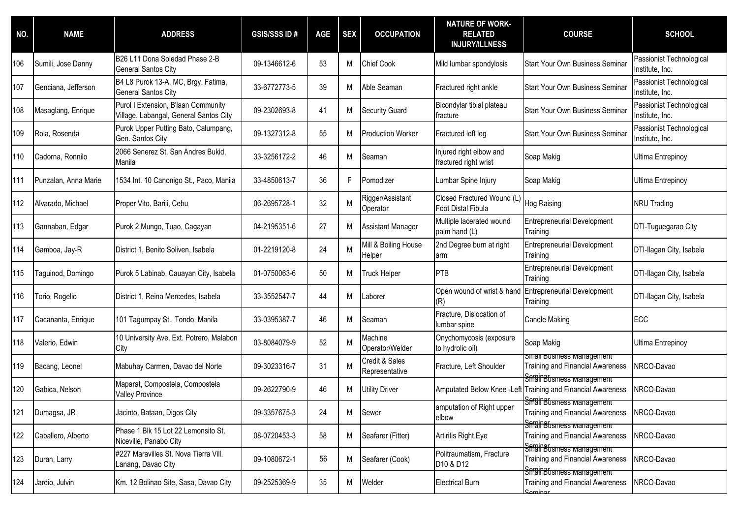| NO. | NAME | ADDRESS | GSIS/SSS ID # | AGE | SEX | OCCUPATION | NATURE OF WORK-RELATED INJURY/ILLNESS | COURSE | SCHOOL |
|---|---|---|---|---|---|---|---|---|---|
| 106 | Sumili, Jose Danny | B26 L11 Dona Soledad Phase 2-B General Santos City | 09-1346612-6 | 53 | M | Chief Cook | Mild lumbar spondylosis | Start Your Own Business Seminar | Passionist Technological Institute, Inc. |
| 107 | Genciana, Jefferson | B4 L8 Purok 13-A, MC, Brgy. Fatima, General Santos City | 33-6772773-5 | 39 | M | Able Seaman | Fractured right ankle | Start Your Own Business Seminar | Passionist Technological Institute, Inc. |
| 108 | Masaglang, Enrique | Purol I Extension, B'laan Community Village, Labangal, General Santos City | 09-2302693-8 | 41 | M | Security Guard | Bicondylar tibial plateau fracture | Start Your Own Business Seminar | Passionist Technological Institute, Inc. |
| 109 | Rola, Rosenda | Purok Upper Putting Bato, Calumpang, Gen. Santos City | 09-1327312-8 | 55 | M | Production Worker | Fractured left leg | Start Your Own Business Seminar | Passionist Technological Institute, Inc. |
| 110 | Cadorna, Ronnilo | 2066 Senerez St. San Andres Bukid, Manila | 33-3256172-2 | 46 | M | Seaman | Injured right elbow and fractured right wrist | Soap Makig | Ultima Entrepinoy |
| 111 | Punzalan, Anna Marie | 1534 Int. 10 Canonigo St., Paco, Manila | 33-4850613-7 | 36 | F | Pomodizer | Lumbar Spine Injury | Soap Makig | Ultima Entrepinoy |
| 112 | Alvarado, Michael | Proper Vito, Barili, Cebu | 06-2695728-1 | 32 | M | Rigger/Assistant Operator | Closed Fractured Wound (L) Foot Distal Fibula | Hog Raising | NRU Trading |
| 113 | Gannaban, Edgar | Purok 2 Mungo, Tuao, Cagayan | 04-2195351-6 | 27 | M | Assistant Manager | Multiple lacerated wound palm hand (L) | Entrepreneurial Development Training | DTI-Tuguegarao City |
| 114 | Gamboa, Jay-R | District 1, Benito Soliven, Isabela | 01-2219120-8 | 24 | M | Mill & Boiling House Helper | 2nd Degree burn at right arm | Entrepreneurial Development Training | DTI-Ilagan City, Isabela |
| 115 | Taguinod, Domingo | Purok 5 Labinab, Cauayan City, Isabela | 01-0750063-6 | 50 | M | Truck Helper | PTB | Entrepreneurial Development Training | DTI-Ilagan City, Isabela |
| 116 | Torio, Rogelio | District 1, Reina Mercedes, Isabela | 33-3552547-7 | 44 | M | Laborer | Open wound of wrist & hand (R) | Entrepreneurial Development Training | DTI-Ilagan City, Isabela |
| 117 | Cacananta, Enrique | 101 Tagumpay St., Tondo, Manila | 33-0395387-7 | 46 | M | Seaman | Fracture, Dislocation of lumbar spine | Candle Making | ECC |
| 118 | Valerio, Edwin | 10 University Ave. Ext. Potrero, Malabon City | 03-8084079-9 | 52 | M | Machine Operator/Welder | Onychomycosis (exposure to hydrolic oil) | Soap Makig | Ultima Entrepinoy |
| 119 | Bacang, Leonel | Mabuhay Carmen, Davao del Norte | 09-3023316-7 | 31 | M | Credit & Sales Representative | Fracture, Left Shoulder | Small Business Management Training and Financial Awareness Seminar | NRCO-Davao |
| 120 | Gabica, Nelson | Maparat, Compostela, Compostela Valley Province | 09-2622790-9 | 46 | M | Utility Driver | Amputated Below Knee -Left | Small Business Management Training and Financial Awareness Seminar | NRCO-Davao |
| 121 | Dumagsa, JR | Jacinto, Bataan, Digos City | 09-3357675-3 | 24 | M | Sewer | amputation of Right upper elbow | Small Business Management Training and Financial Awareness Seminar | NRCO-Davao |
| 122 | Caballero, Alberto | Phase 1 Blk 15 Lot 22 Lemonsito St. Niceville, Panabo City | 08-0720453-3 | 58 | M | Seafarer (Fitter) | Artiritis Right Eye | Small Business Management Training and Financial Awareness Seminar | NRCO-Davao |
| 123 | Duran, Larry | #227 Maravilles St. Nova Tierra Vill. Lanang, Davao City | 09-1080672-1 | 56 | M | Seafarer (Cook) | Politraumatism, Fracture D10 & D12 | Small Business Management Training and Financial Awareness Seminar | NRCO-Davao |
| 124 | Jardio, Julvin | Km. 12 Bolinao Site, Sasa, Davao City | 09-2525369-9 | 35 | M | Welder | Electrical Burn | Small Business Management Training and Financial Awareness Seminar | NRCO-Davao |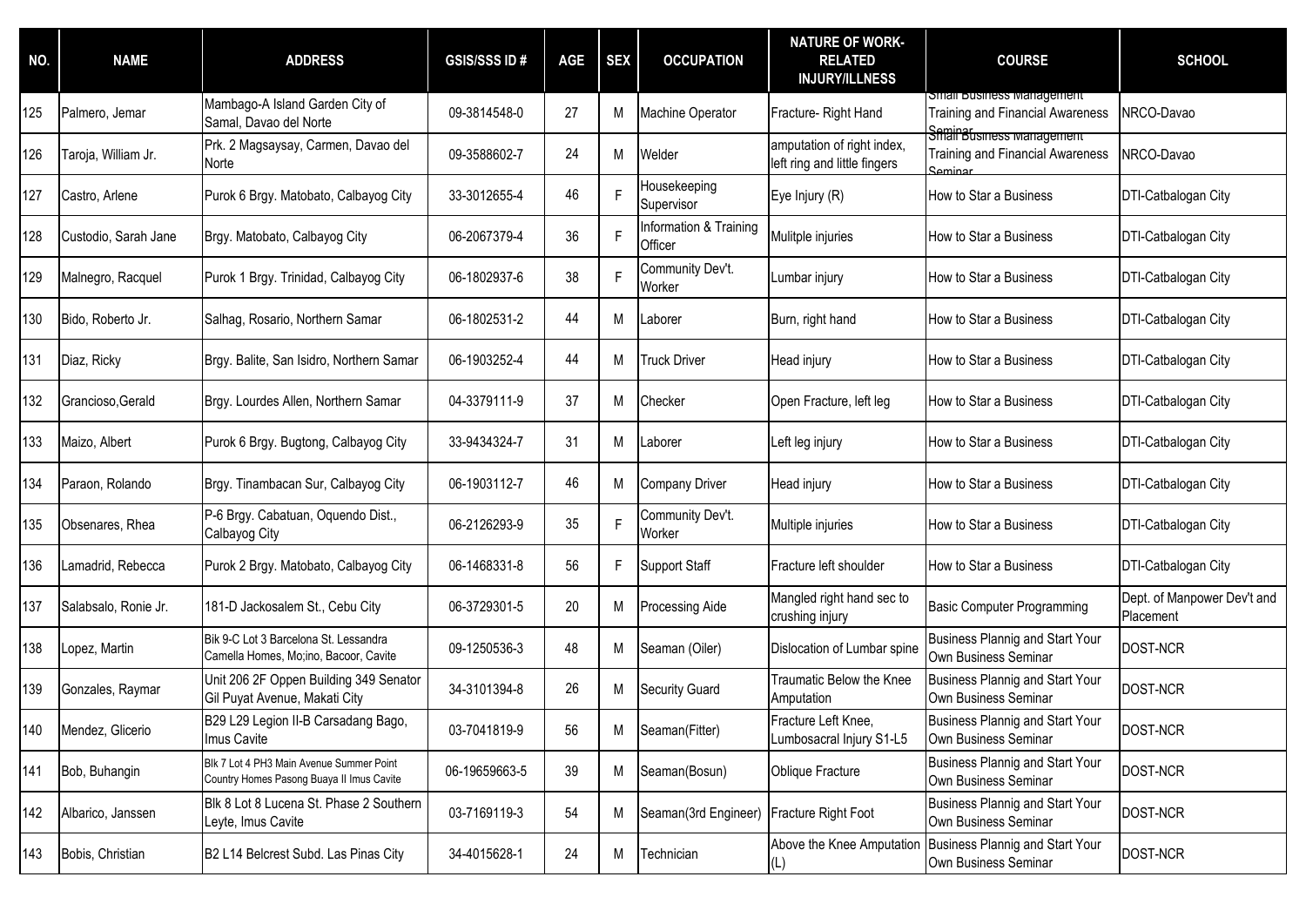| NO. | NAME | ADDRESS | GSIS/SSS ID # | AGE | SEX | OCCUPATION | NATURE OF WORK-RELATED INJURY/ILLNESS | COURSE | SCHOOL |
|---|---|---|---|---|---|---|---|---|---|
| 125 | Palmero, Jemar | Mambago-A Island Garden City of Samal, Davao del Norte | 09-3814548-0 | 27 | M | Machine Operator | Fracture- Right Hand | Small Business Management Training and Financial Awareness Seminar | NRCO-Davao |
| 126 | Taroja, William Jr. | Prk. 2 Magsaysay, Carmen, Davao del Norte | 09-3588602-7 | 24 | M | Welder | amputation of right index, left ring and little fingers | Small Business Management Training and Financial Awareness Seminar | NRCO-Davao |
| 127 | Castro, Arlene | Purok 6 Brgy. Matobato, Calbayog City | 33-3012655-4 | 46 | F | Housekeeping Supervisor | Eye Injury (R) | How to Star a Business | DTI-Catbalogan City |
| 128 | Custodio, Sarah Jane | Brgy. Matobato, Calbayog City | 06-2067379-4 | 36 | F | Information & Training Officer | Mulitple injuries | How to Star a Business | DTI-Catbalogan City |
| 129 | Malnegro, Racquel | Purok 1 Brgy. Trinidad, Calbayog City | 06-1802937-6 | 38 | F | Community Dev't. Worker | Lumbar injury | How to Star a Business | DTI-Catbalogan City |
| 130 | Bido, Roberto Jr. | Salhag, Rosario, Northern Samar | 06-1802531-2 | 44 | M | Laborer | Burn, right hand | How to Star a Business | DTI-Catbalogan City |
| 131 | Diaz, Ricky | Brgy. Balite, San Isidro, Northern Samar | 06-1903252-4 | 44 | M | Truck Driver | Head injury | How to Star a Business | DTI-Catbalogan City |
| 132 | Grancioso,Gerald | Brgy. Lourdes Allen, Northern Samar | 04-3379111-9 | 37 | M | Checker | Open Fracture, left leg | How to Star a Business | DTI-Catbalogan City |
| 133 | Maizo, Albert | Purok 6 Brgy. Bugtong, Calbayog City | 33-9434324-7 | 31 | M | Laborer | Left leg injury | How to Star a Business | DTI-Catbalogan City |
| 134 | Paraon, Rolando | Brgy. Tinambacan Sur, Calbayog City | 06-1903112-7 | 46 | M | Company Driver | Head injury | How to Star a Business | DTI-Catbalogan City |
| 135 | Obsenares, Rhea | P-6 Brgy. Cabatuan, Oquendo Dist., Calbayog City | 06-2126293-9 | 35 | F | Community Dev't. Worker | Multiple injuries | How to Star a Business | DTI-Catbalogan City |
| 136 | Lamadrid, Rebecca | Purok 2 Brgy. Matobato, Calbayog City | 06-1468331-8 | 56 | F | Support Staff | Fracture left shoulder | How to Star a Business | DTI-Catbalogan City |
| 137 | Salabsalo, Ronie Jr. | 181-D Jackosalem St., Cebu City | 06-3729301-5 | 20 | M | Processing Aide | Mangled right hand sec to crushing injury | Basic Computer Programming | Dept. of Manpower Dev't and Placement |
| 138 | Lopez, Martin | Blk 9-C Lot 3 Barcelona St. Lessandra Camella Homes, Mo;ino, Bacoor, Cavite | 09-1250536-3 | 48 | M | Seaman (Oiler) | Dislocation of Lumbar spine | Business Plannig and Start Your Own Business Seminar | DOST-NCR |
| 139 | Gonzales, Raymar | Unit 206 2F Oppen Building 349 Senator Gil Puyat Avenue, Makati City | 34-3101394-8 | 26 | M | Security Guard | Traumatic Below the Knee Amputation | Business Plannig and Start Your Own Business Seminar | DOST-NCR |
| 140 | Mendez, Glicerio | B29 L29 Legion II-B Carsadang Bago, Imus Cavite | 03-7041819-9 | 56 | M | Seaman(Fitter) | Fracture Left Knee, Lumbosacral Injury S1-L5 | Business Plannig and Start Your Own Business Seminar | DOST-NCR |
| 141 | Bob, Buhangin | Blk 7 Lot 4 PH3 Main Avenue Summer Point Country Homes Pasong Buaya II Imus Cavite | 06-19659663-5 | 39 | M | Seaman(Bosun) | Oblique Fracture | Business Plannig and Start Your Own Business Seminar | DOST-NCR |
| 142 | Albarico, Janssen | Blk 8 Lot 8 Lucena St. Phase 2 Southern Leyte, Imus Cavite | 03-7169119-3 | 54 | M | Seaman(3rd Engineer) | Fracture Right Foot | Business Plannig and Start Your Own Business Seminar | DOST-NCR |
| 143 | Bobis, Christian | B2 L14 Belcrest Subd. Las Pinas City | 34-4015628-1 | 24 | M | Technician | Above the Knee Amputation (L) | Business Plannig and Start Your Own Business Seminar | DOST-NCR |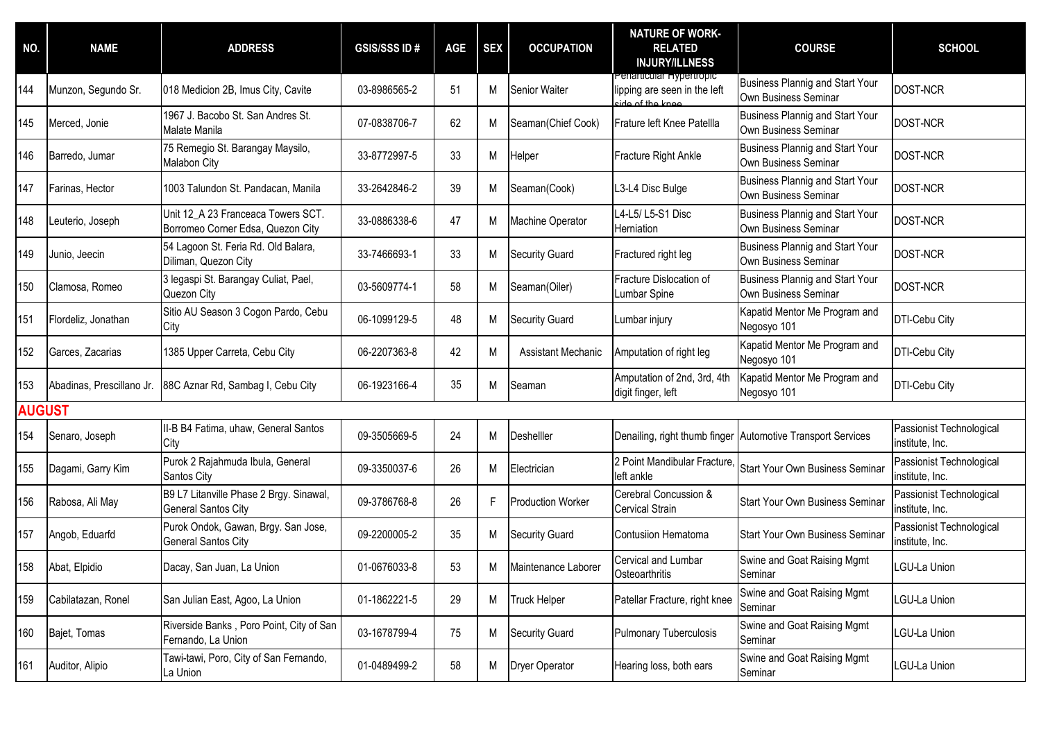| NO. | NAME | ADDRESS | GSIS/SSS ID # | AGE | SEX | OCCUPATION | NATURE OF WORK-RELATED INJURY/ILLNESS | COURSE | SCHOOL |
|---|---|---|---|---|---|---|---|---|---|
| 144 | Munzon, Segundo Sr. | 018 Medicion 2B, Imus City, Cavite | 03-8986565-2 | 51 | M | Senior Waiter | Periarticular Hypertropic lipping are seen in the left side of the knee | Business Plannig and Start Your Own Business Seminar | DOST-NCR |
| 145 | Merced, Jonie | 1967 J. Bacobo St. San Andres St. Malate Manila | 07-0838706-7 | 62 | M | Seaman(Chief Cook) | Frature left Knee Patellla | Business Plannig and Start Your Own Business Seminar | DOST-NCR |
| 146 | Barredo, Jumar | 75 Remegio St. Barangay Maysilo, Malabon City | 33-8772997-5 | 33 | M | Helper | Fracture Right Ankle | Business Plannig and Start Your Own Business Seminar | DOST-NCR |
| 147 | Farinas, Hector | 1003 Talundon St. Pandacan, Manila | 33-2642846-2 | 39 | M | Seaman(Cook) | L3-L4 Disc Bulge | Business Plannig and Start Your Own Business Seminar | DOST-NCR |
| 148 | Leuterio, Joseph | Unit 12_A 23 Franceaca Towers SCT. Borromeo Corner Edsa, Quezon City | 33-0886338-6 | 47 | M | Machine Operator | L4-L5/ L5-S1 Disc Herniation | Business Plannig and Start Your Own Business Seminar | DOST-NCR |
| 149 | Junio, Jeecin | 54 Lagoon St. Feria Rd. Old Balara, Diliman, Quezon City | 33-7466693-1 | 33 | M | Security Guard | Fractured right leg | Business Plannig and Start Your Own Business Seminar | DOST-NCR |
| 150 | Clamosa, Romeo | 3 legaspi St. Barangay Culiat, Pael, Quezon City | 03-5609774-1 | 58 | M | Seaman(Oiler) | Fracture Dislocation of Lumbar Spine | Business Plannig and Start Your Own Business Seminar | DOST-NCR |
| 151 | Flordeliz, Jonathan | Sitio AU Season 3 Cogon Pardo, Cebu City | 06-1099129-5 | 48 | M | Security Guard | Lumbar injury | Kapatid Mentor Me Program and Negosyo 101 | DTI-Cebu City |
| 152 | Garces, Zacarias | 1385 Upper Carreta, Cebu City | 06-2207363-8 | 42 | M | Assistant Mechanic | Amputation of right leg | Kapatid Mentor Me Program and Negosyo 101 | DTI-Cebu City |
| 153 | Abadinas, Prescillano Jr. | 88C Aznar Rd, Sambag I, Cebu City | 06-1923166-4 | 35 | M | Seaman | Amputation of 2nd, 3rd, 4th digit finger, left | Kapatid Mentor Me Program and Negosyo 101 | DTI-Cebu City |
| **AUGUST** | | | | | | | | | |
| 154 | Senaro, Joseph | II-B B4 Fatima, uhaw, General Santos City | 09-3505669-5 | 24 | M | Deshelller | Denailing, right thumb finger | Automotive Transport Services | Passionist Technological institute, Inc. |
| 155 | Dagami, Garry Kim | Purok 2 Rajahmuda Ibula, General Santos City | 09-3350037-6 | 26 | M | Electrician | 2 Point Mandibular Fracture, left ankle | Start Your Own Business Seminar | Passionist Technological institute, Inc. |
| 156 | Rabosa, Ali May | B9 L7 Litanville Phase 2 Brgy. Sinawal, General Santos City | 09-3786768-8 | 26 | F | Production Worker | Cerebral Concussion & Cervical Strain | Start Your Own Business Seminar | Passionist Technological institute, Inc. |
| 157 | Angob, Eduarfd | Purok Ondok, Gawan, Brgy. San Jose, General Santos City | 09-2200005-2 | 35 | M | Security Guard | Contusiion Hematoma | Start Your Own Business Seminar | Passionist Technological institute, Inc. |
| 158 | Abat, Elpidio | Dacay, San Juan, La Union | 01-0676033-8 | 53 | M | Maintenance Laborer | Cervical and Lumbar Osteoarthritis | Swine and Goat Raising Mgmt Seminar | LGU-La Union |
| 159 | Cabilatazan, Ronel | San Julian East, Agoo, La Union | 01-1862221-5 | 29 | M | Truck Helper | Patellar Fracture, right knee | Swine and Goat Raising Mgmt Seminar | LGU-La Union |
| 160 | Bajet, Tomas | Riverside Banks , Poro Point, City of San Fernando, La Union | 03-1678799-4 | 75 | M | Security Guard | Pulmonary Tuberculosis | Swine and Goat Raising Mgmt Seminar | LGU-La Union |
| 161 | Auditor, Alipio | Tawi-tawi, Poro, City of San Fernando, La Union | 01-0489499-2 | 58 | M | Dryer Operator | Hearing loss, both ears | Swine and Goat Raising Mgmt Seminar | LGU-La Union |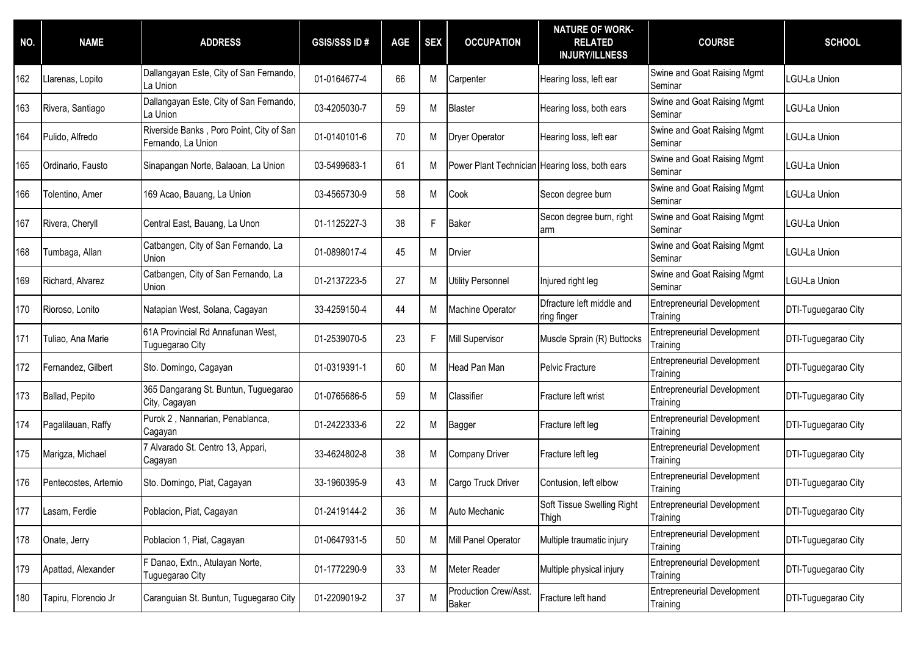| NO. | NAME | ADDRESS | GSIS/SSS ID # | AGE | SEX | OCCUPATION | NATURE OF WORK-RELATED INJURY/ILLNESS | COURSE | SCHOOL |
|---|---|---|---|---|---|---|---|---|---|
| 162 | Llarenas, Lopito | Dallangayan Este, City of San Fernando, La Union | 01-0164677-4 | 66 | M | Carpenter | Hearing loss, left ear | Swine and Goat Raising Mgmt Seminar | LGU-La Union |
| 163 | Rivera, Santiago | Dallangayan Este, City of San Fernando, La Union | 03-4205030-7 | 59 | M | Blaster | Hearing loss, both ears | Swine and Goat Raising Mgmt Seminar | LGU-La Union |
| 164 | Pulido, Alfredo | Riverside Banks , Poro Point, City of San Fernando, La Union | 01-0140101-6 | 70 | M | Dryer Operator | Hearing loss, left ear | Swine and Goat Raising Mgmt Seminar | LGU-La Union |
| 165 | Ordinario, Fausto | Sinapangan Norte, Balaoan, La Union | 03-5499683-1 | 61 | M | Power Plant Technician | Hearing loss, both ears | Swine and Goat Raising Mgmt Seminar | LGU-La Union |
| 166 | Tolentino, Amer | 169 Acao, Bauang, La Union | 03-4565730-9 | 58 | M | Cook | Secon degree burn | Swine and Goat Raising Mgmt Seminar | LGU-La Union |
| 167 | Rivera, Cheryll | Central East, Bauang, La Unon | 01-1125227-3 | 38 | F | Baker | Secon degree burn, right arm | Swine and Goat Raising Mgmt Seminar | LGU-La Union |
| 168 | Tumbaga, Allan | Catbangen, City of San Fernando, La Union | 01-0898017-4 | 45 | M | Drvier | | Swine and Goat Raising Mgmt Seminar | LGU-La Union |
| 169 | Richard, Alvarez | Catbangen, City of San Fernando, La Union | 01-2137223-5 | 27 | M | Utility Personnel | Injured right leg | Swine and Goat Raising Mgmt Seminar | LGU-La Union |
| 170 | Rioroso, Lonito | Natapian West, Solana, Cagayan | 33-4259150-4 | 44 | M | Machine Operator | Dfracture left middle and ring finger | Entrepreneurial Development Training | DTI-Tuguegarao City |
| 171 | Tuliao, Ana Marie | 61A Provincial Rd Annafunan West, Tuguegarao City | 01-2539070-5 | 23 | F | Mill Supervisor | Muscle Sprain (R) Buttocks | Entrepreneurial Development Training | DTI-Tuguegarao City |
| 172 | Fernandez, Gilbert | Sto. Domingo, Cagayan | 01-0319391-1 | 60 | M | Head Pan Man | Pelvic Fracture | Entrepreneurial Development Training | DTI-Tuguegarao City |
| 173 | Ballad, Pepito | 365 Dangarang St. Buntun, Tuguegarao City, Cagayan | 01-0765686-5 | 59 | M | Classifier | Fracture left wrist | Entrepreneurial Development Training | DTI-Tuguegarao City |
| 174 | Pagalilauan, Raffy | Purok 2 , Nannarian, Penablanca, Cagayan | 01-2422333-6 | 22 | M | Bagger | Fracture left leg | Entrepreneurial Development Training | DTI-Tuguegarao City |
| 175 | Marigza, Michael | 7 Alvarado St. Centro 13, Appari, Cagayan | 33-4624802-8 | 38 | M | Company Driver | Fracture left leg | Entrepreneurial Development Training | DTI-Tuguegarao City |
| 176 | Pentecostes, Artemio | Sto. Domingo, Piat, Cagayan | 33-1960395-9 | 43 | M | Cargo Truck Driver | Contusion, left elbow | Entrepreneurial Development Training | DTI-Tuguegarao City |
| 177 | Lasam, Ferdie | Poblacion, Piat, Cagayan | 01-2419144-2 | 36 | M | Auto Mechanic | Soft Tissue Swelling Right Thigh | Entrepreneurial Development Training | DTI-Tuguegarao City |
| 178 | Onate, Jerry | Poblacion 1, Piat, Cagayan | 01-0647931-5 | 50 | M | Mill Panel Operator | Multiple traumatic injury | Entrepreneurial Development Training | DTI-Tuguegarao City |
| 179 | Apattad, Alexander | F Danao, Extn., Atulayan Norte, Tuguegarao City | 01-1772290-9 | 33 | M | Meter Reader | Multiple physical injury | Entrepreneurial Development Training | DTI-Tuguegarao City |
| 180 | Tapiru, Florencio Jr | Caranguian St. Buntun, Tuguegarao City | 01-2209019-2 | 37 | M | Production Crew/Asst. Baker | Fracture left hand | Entrepreneurial Development Training | DTI-Tuguegarao City |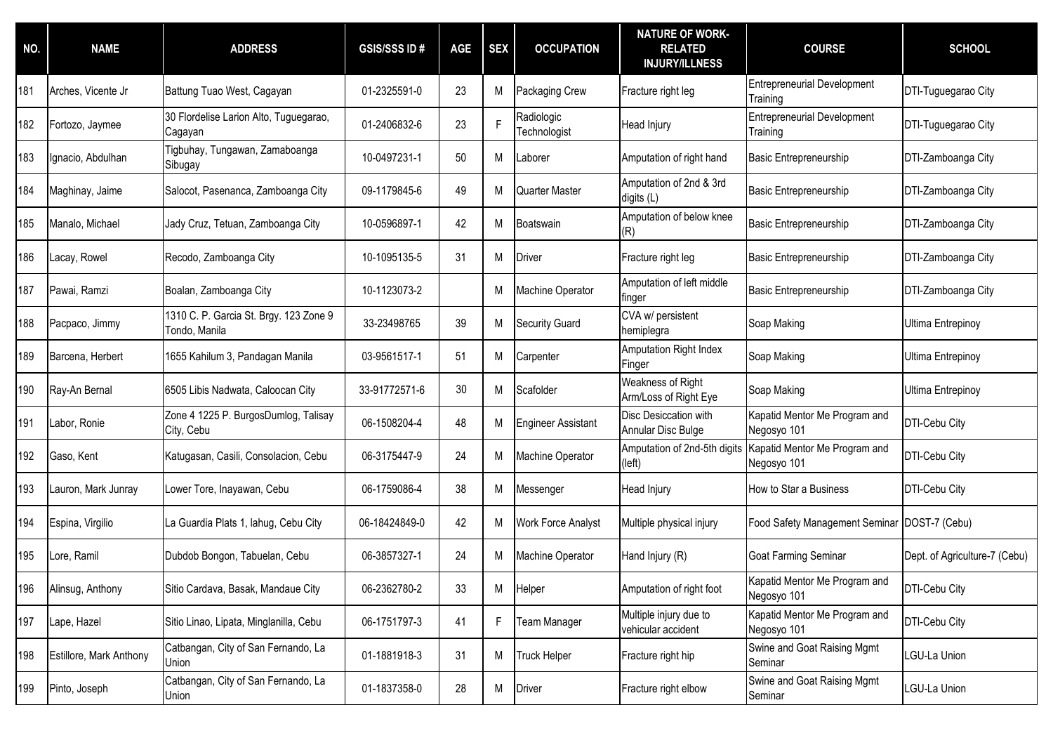| NO. | NAME | ADDRESS | GSIS/SSS ID # | AGE | SEX | OCCUPATION | NATURE OF WORK-RELATED INJURY/ILLNESS | COURSE | SCHOOL |
|---|---|---|---|---|---|---|---|---|---|
| 181 | Arches, Vicente Jr | Battung Tuao West, Cagayan | 01-2325591-0 | 23 | M | Packaging Crew | Fracture right leg | Entrepreneurial Development Training | DTI-Tuguegarao City |
| 182 | Fortozo, Jaymee | 30 Flordelise Larion Alto, Tuguegarao, Cagayan | 01-2406832-6 | 23 | F | Radiologic Technologist | Head Injury | Entrepreneurial Development Training | DTI-Tuguegarao City |
| 183 | Ignacio, Abdulhan | Tigbuhay, Tungawan, Zamaboanga Sibugay | 10-0497231-1 | 50 | M | Laborer | Amputation of right hand | Basic Entrepreneurship | DTI-Zamboanga City |
| 184 | Maghinay, Jaime | Salocot, Pasenanca, Zamboanga City | 09-1179845-6 | 49 | M | Quarter Master | Amputation of 2nd & 3rd digits (L) | Basic Entrepreneurship | DTI-Zamboanga City |
| 185 | Manalo, Michael | Jady Cruz, Tetuan, Zamboanga City | 10-0596897-1 | 42 | M | Boatswain | Amputation of below knee (R) | Basic Entrepreneurship | DTI-Zamboanga City |
| 186 | Lacay, Rowel | Recodo, Zamboanga City | 10-1095135-5 | 31 | M | Driver | Fracture right leg | Basic Entrepreneurship | DTI-Zamboanga City |
| 187 | Pawai, Ramzi | Boalan, Zamboanga City | 10-1123073-2 | | M | Machine Operator | Amputation of left middle finger | Basic Entrepreneurship | DTI-Zamboanga City |
| 188 | Pacpaco, Jimmy | 1310 C. P. Garcia St. Brgy. 123 Zone 9 Tondo, Manila | 33-23498765 | 39 | M | Security Guard | CVA w/ persistent hemiplegra | Soap Making | Ultima Entrepinoy |
| 189 | Barcena, Herbert | 1655 Kahilum 3, Pandagan Manila | 03-9561517-1 | 51 | M | Carpenter | Amputation Right Index Finger | Soap Making | Ultima Entrepinoy |
| 190 | Ray-An Bernal | 6505 Libis Nadwata, Caloocan City | 33-91772571-6 | 30 | M | Scafolder | Weakness of Right Arm/Loss of Right Eye | Soap Making | Ultima Entrepinoy |
| 191 | Labor, Ronie | Zone 4 1225 P. BurgosDumlog, Talisay City, Cebu | 06-1508204-4 | 48 | M | Engineer Assistant | Disc Desiccation with Annular Disc Bulge | Kapatid Mentor Me Program and Negosyo 101 | DTI-Cebu City |
| 192 | Gaso, Kent | Katugasan, Casili, Consolacion, Cebu | 06-3175447-9 | 24 | M | Machine Operator | Amputation of 2nd-5th digits (left) | Kapatid Mentor Me Program and Negosyo 101 | DTI-Cebu City |
| 193 | Lauron, Mark Junray | Lower Tore, Inayawan, Cebu | 06-1759086-4 | 38 | M | Messenger | Head Injury | How to Star a Business | DTI-Cebu City |
| 194 | Espina, Virgilio | La Guardia Plats 1, lahug, Cebu City | 06-18424849-0 | 42 | M | Work Force Analyst | Multiple physical injury | Food Safety Management Seminar | DOST-7 (Cebu) |
| 195 | Lore, Ramil | Dubdob Bongon, Tabuelan, Cebu | 06-3857327-1 | 24 | M | Machine Operator | Hand Injury (R) | Goat Farming Seminar | Dept. of Agriculture-7 (Cebu) |
| 196 | Alinsug, Anthony | Sitio Cardava, Basak, Mandaue City | 06-2362780-2 | 33 | M | Helper | Amputation of right foot | Kapatid Mentor Me Program and Negosyo 101 | DTI-Cebu City |
| 197 | Lape, Hazel | Sitio Linao, Lipata, Minglanilla, Cebu | 06-1751797-3 | 41 | F | Team Manager | Multiple injury due to vehicular accident | Kapatid Mentor Me Program and Negosyo 101 | DTI-Cebu City |
| 198 | Estillore, Mark Anthony | Catbangan, City of San Fernando, La Union | 01-1881918-3 | 31 | M | Truck Helper | Fracture right hip | Swine and Goat Raising Mgmt Seminar | LGU-La Union |
| 199 | Pinto, Joseph | Catbangan, City of San Fernando, La Union | 01-1837358-0 | 28 | M | Driver | Fracture right elbow | Swine and Goat Raising Mgmt Seminar | LGU-La Union |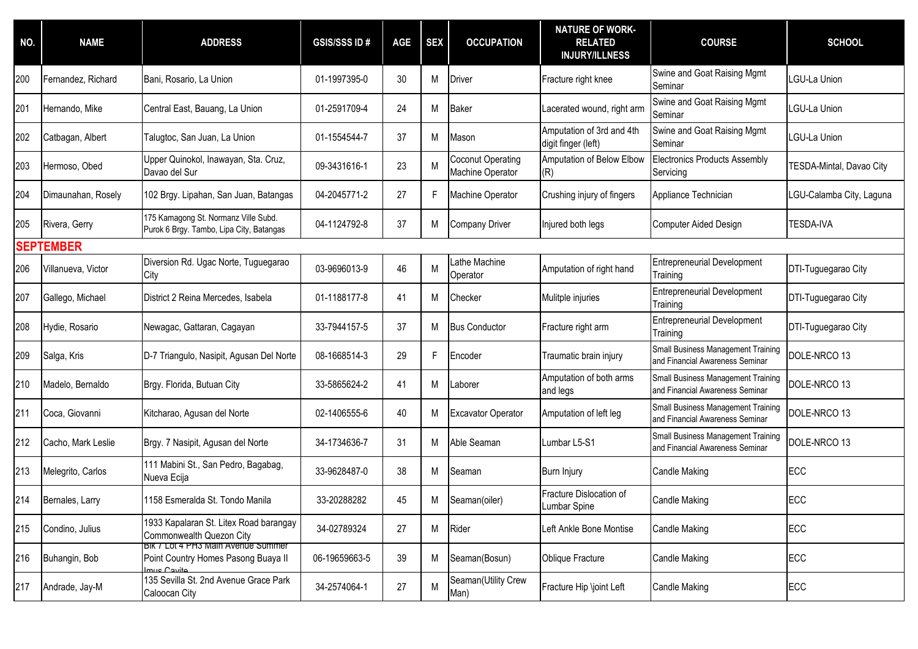| NO. | NAME | ADDRESS | GSIS/SSS ID # | AGE | SEX | OCCUPATION | NATURE OF WORK-RELATED INJURY/ILLNESS | COURSE | SCHOOL |
|---|---|---|---|---|---|---|---|---|---|
| 200 | Fernandez, Richard | Bani, Rosario, La Union | 01-1997395-0 | 30 | M | Driver | Fracture right knee | Swine and Goat Raising Mgmt Seminar | LGU-La Union |
| 201 | Hernando, Mike | Central East, Bauang, La Union | 01-2591709-4 | 24 | M | Baker | Lacerated wound, right arm | Swine and Goat Raising Mgmt Seminar | LGU-La Union |
| 202 | Catbagan, Albert | Talugtoc, San Juan, La Union | 01-1554544-7 | 37 | M | Mason | Amputation of 3rd and 4th digit finger (left) | Swine and Goat Raising Mgmt Seminar | LGU-La Union |
| 203 | Hermoso, Obed | Upper Quinokol, Inawayan, Sta. Cruz, Davao del Sur | 09-3431616-1 | 23 | M | Coconut Operating Machine Operator | Amputation of Below Elbow (R) | Electronics Products Assembly Servicing | TESDA-Mintal, Davao City |
| 204 | Dimaunahan, Rosely | 102 Brgy. Lipahan, San Juan, Batangas | 04-2045771-2 | 27 | F | Machine Operator | Crushing injury of fingers | Appliance Technician | LGU-Calamba City, Laguna |
| 205 | Rivera, Gerry | 175 Kamagong St. Normanz Ville Subd. Purok 6 Brgy. Tambo, Lipa City, Batangas | 04-1124792-8 | 37 | M | Company Driver | Injured both legs | Computer Aided Design | TESDA-IVA |
| **SEPTEMBER** | | | | | | | | | |
| 206 | Villanueva, Victor | Diversion Rd. Ugac Norte, Tuguegarao City | 03-9696013-9 | 46 | M | Lathe Machine Operator | Amputation of right hand | Entrepreneurial Development Training | DTI-Tuguegarao City |
| 207 | Gallego, Michael | District 2 Reina Mercedes, Isabela | 01-1188177-8 | 41 | M | Checker | Mulitple injuries | Entrepreneurial Development Training | DTI-Tuguegarao City |
| 208 | Hydie, Rosario | Newagac, Gattaran, Cagayan | 33-7944157-5 | 37 | M | Bus Conductor | Fracture right arm | Entrepreneurial Development Training | DTI-Tuguegarao City |
| 209 | Salga, Kris | D-7 Triangulo, Nasipit, Agusan Del Norte | 08-1668514-3 | 29 | F | Encoder | Traumatic brain injury | Small Business Management Training and Financial Awareness Seminar | DOLE-NRCO 13 |
| 210 | Madelo, Bernaldo | Brgy. Florida, Butuan City | 33-5865624-2 | 41 | M | Laborer | Amputation of both arms and legs | Small Business Management Training and Financial Awareness Seminar | DOLE-NRCO 13 |
| 211 | Coca, Giovanni | Kitcharao, Agusan del Norte | 02-1406555-6 | 40 | M | Excavator Operator | Amputation of left leg | Small Business Management Training and Financial Awareness Seminar | DOLE-NRCO 13 |
| 212 | Cacho, Mark Leslie | Brgy. 7 Nasipit, Agusan del Norte | 34-1734636-7 | 31 | M | Able Seaman | Lumbar L5-S1 | Small Business Management Training and Financial Awareness Seminar | DOLE-NRCO 13 |
| 213 | Melegrito, Carlos | 111 Mabini St., San Pedro, Bagabag, Nueva Ecija | 33-9628487-0 | 38 | M | Seaman | Burn Injury | Candle Making | ECC |
| 214 | Bernales, Larry | 1158 Esmeralda St. Tondo Manila | 33-20288282 | 45 | M | Seaman(oiler) | Fracture Dislocation of Lumbar Spine | Candle Making | ECC |
| 215 | Condino, Julius | 1933 Kapalaran St. Litex Road barangay Commonwealth Quezon City | 34-02789324 | 27 | M | Rider | Left Ankle Bone Montise | Candle Making | ECC |
| 216 | Buhangin, Bob | Blk 7 Lot 4 PH3 Main Avenue Summer Point Country Homes Pasong Buaya II Imus Cavite | 06-19659663-5 | 39 | M | Seaman(Bosun) | Oblique Fracture | Candle Making | ECC |
| 217 | Andrade, Jay-M | 135 Sevilla St. 2nd Avenue Grace Park Caloocan City | 34-2574064-1 | 27 | M | Seaman(Utility Crew Man) | Fracture Hip \joint Left | Candle Making | ECC |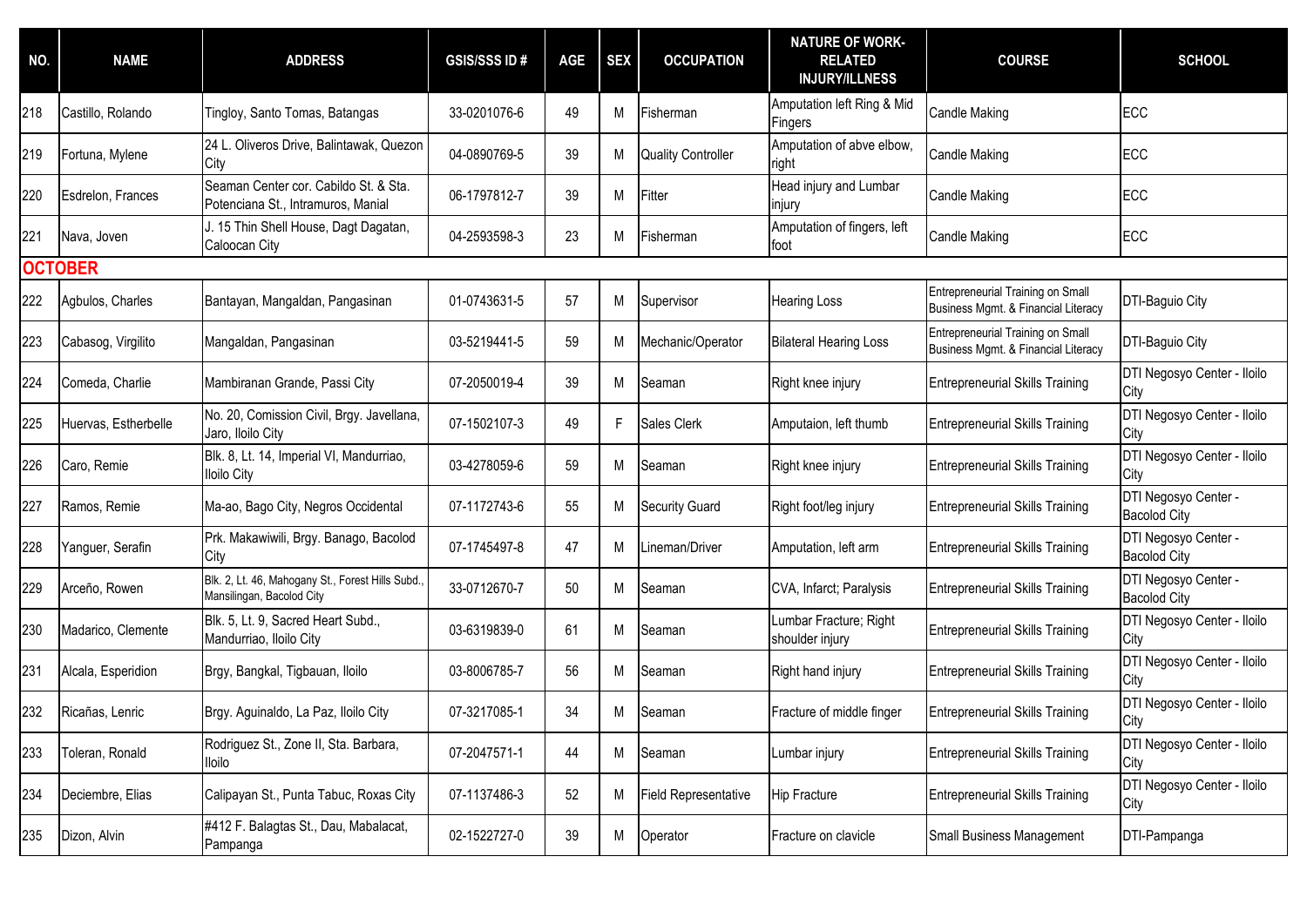| NO. | NAME | ADDRESS | GSIS/SSS ID # | AGE | SEX | OCCUPATION | NATURE OF WORK-RELATED INJURY/ILLNESS | COURSE | SCHOOL |
|---|---|---|---|---|---|---|---|---|---|
| 218 | Castillo, Rolando | Tingloy, Santo Tomas, Batangas | 33-0201076-6 | 49 | M | Fisherman | Amputation left Ring & Mid Fingers | Candle Making | ECC |
| 219 | Fortuna, Mylene | 24 L. Oliveros Drive, Balintawak, Quezon City | 04-0890769-5 | 39 | M | Quality Controller | Amputation of abve elbow, right | Candle Making | ECC |
| 220 | Esdrelon, Frances | Seaman Center cor. Cabildo St. & Sta. Potenciana St., Intramuros, Manial | 06-1797812-7 | 39 | M | Fitter | Head injury and Lumbar injury | Candle Making | ECC |
| 221 | Nava, Joven | J. 15 Thin Shell House, Dagt Dagatan, Caloocan City | 04-2593598-3 | 23 | M | Fisherman | Amputation of fingers, left foot | Candle Making | ECC |
| **OCTOBER** | | | | | | | | | |
| 222 | Agbulos, Charles | Bantayan, Mangaldan, Pangasinan | 01-0743631-5 | 57 | M | Supervisor | Hearing Loss | Entrepreneurial Training on Small Business Mgmt. & Financial Literacy | DTI-Baguio City |
| 223 | Cabasog, Virgilito | Mangaldan, Pangasinan | 03-5219441-5 | 59 | M | Mechanic/Operator | Bilateral Hearing Loss | Entrepreneurial Training on Small Business Mgmt. & Financial Literacy | DTI-Baguio City |
| 224 | Comeda, Charlie | Mambiranan Grande, Passi City | 07-2050019-4 | 39 | M | Seaman | Right knee injury | Entrepreneurial Skills Training | DTI Negosyo Center - Iloilo City |
| 225 | Huervas, Estherbelle | No. 20, Comission Civil, Brgy. Javellana, Jaro, Iloilo City | 07-1502107-3 | 49 | F | Sales Clerk | Amputaion, left thumb | Entrepreneurial Skills Training | DTI Negosyo Center - Iloilo City |
| 226 | Caro, Remie | Blk. 8, Lt. 14, Imperial VI, Mandurriao, Iloilo City | 03-4278059-6 | 59 | M | Seaman | Right knee injury | Entrepreneurial Skills Training | DTI Negosyo Center - Iloilo City |
| 227 | Ramos, Remie | Ma-ao, Bago City, Negros Occidental | 07-1172743-6 | 55 | M | Security Guard | Right foot/leg injury | Entrepreneurial Skills Training | DTI Negosyo Center - Bacolod City |
| 228 | Yanguer, Serafin | Prk. Makawiwili, Brgy. Banago, Bacolod City | 07-1745497-8 | 47 | M | Lineman/Driver | Amputation, left arm | Entrepreneurial Skills Training | DTI Negosyo Center - Bacolod City |
| 229 | Arceño, Rowen | Blk. 2, Lt. 46, Mahogany St., Forest Hills Subd., Mansilingan, Bacolod City | 33-0712670-7 | 50 | M | Seaman | CVA, Infarct; Paralysis | Entrepreneurial Skills Training | DTI Negosyo Center - Bacolod City |
| 230 | Madarico, Clemente | Blk. 5, Lt. 9, Sacred Heart Subd., Mandurriao, Iloilo City | 03-6319839-0 | 61 | M | Seaman | Lumbar Fracture; Right shoulder injury | Entrepreneurial Skills Training | DTI Negosyo Center - Iloilo City |
| 231 | Alcala, Esperidion | Brgy, Bangkal, Tigbauan, Iloilo | 03-8006785-7 | 56 | M | Seaman | Right hand injury | Entrepreneurial Skills Training | DTI Negosyo Center - Iloilo City |
| 232 | Ricañas, Lenric | Brgy. Aguinaldo, La Paz, Iloilo City | 07-3217085-1 | 34 | M | Seaman | Fracture of middle finger | Entrepreneurial Skills Training | DTI Negosyo Center - Iloilo City |
| 233 | Toleran, Ronald | Rodriguez St., Zone II, Sta. Barbara, Iloilo | 07-2047571-1 | 44 | M | Seaman | Lumbar injury | Entrepreneurial Skills Training | DTI Negosyo Center - Iloilo City |
| 234 | Deciembre, Elias | Calipayan St., Punta Tabuc, Roxas City | 07-1137486-3 | 52 | M | Field Representative | Hip Fracture | Entrepreneurial Skills Training | DTI Negosyo Center - Iloilo City |
| 235 | Dizon, Alvin | #412 F. Balagtas St., Dau, Mabalacat, Pampanga | 02-1522727-0 | 39 | M | Operator | Fracture on clavicle | Small Business Management | DTI-Pampanga |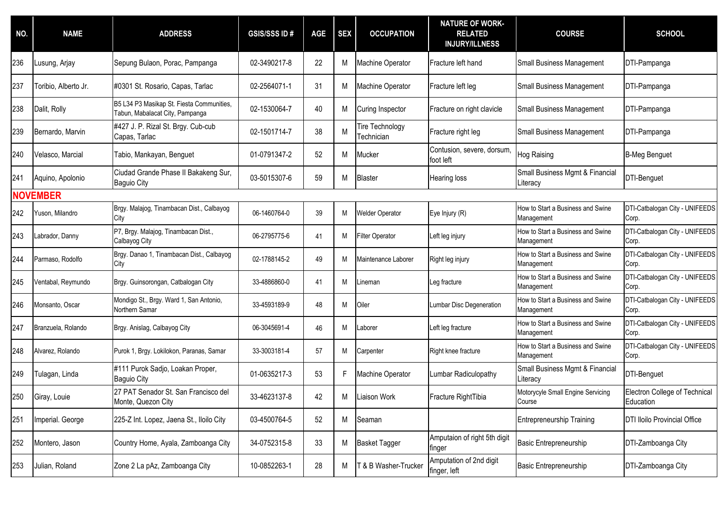| NO. | NAME | ADDRESS | GSIS/SSS ID # | AGE | SEX | OCCUPATION | NATURE OF WORK-RELATED INJURY/ILLNESS | COURSE | SCHOOL |
|---|---|---|---|---|---|---|---|---|---|
| 236 | Lusung, Arjay | Sepung Bulaon, Porac, Pampanga | 02-3490217-8 | 22 | M | Machine Operator | Fracture left hand | Small Business Management | DTI-Pampanga |
| 237 | Toribio, Alberto Jr. | #0301 St. Rosario, Capas, Tarlac | 02-2564071-1 | 31 | M | Machine Operator | Fracture left leg | Small Business Management | DTI-Pampanga |
| 238 | Dalit, Rolly | B5 L34 P3 Masikap St. Fiesta Communities, Tabun, Mabalacat City, Pampanga | 02-1530064-7 | 40 | M | Curing Inspector | Fracture on right clavicle | Small Business Management | DTI-Pampanga |
| 239 | Bernardo, Marvin | #427 J. P. Rizal St. Brgy. Cub-cub Capas, Tarlac | 02-1501714-7 | 38 | M | Tire Technology Technician | Fracture right leg | Small Business Management | DTI-Pampanga |
| 240 | Velasco, Marcial | Tabio, Mankayan, Benguet | 01-0791347-2 | 52 | M | Mucker | Contusion, severe, dorsum, foot left | Hog Raising | B-Meg Benguet |
| 241 | Aquino, Apolonio | Ciudad Grande Phase II Bakakeng Sur, Baguio City | 03-5015307-6 | 59 | M | Blaster | Hearing loss | Small Business Mgmt & Financial Literacy | DTI-Benguet |
| **NOVEMBER** | | | | | | | | | |
| 242 | Yuson, Milandro | Brgy. Malajog, Tinambacan Dist., Calbayog City | 06-1460764-0 | 39 | M | Welder Operator | Eye Injury (R) | How to Start a Business and Swine Management | DTI-Catbalogan City - UNIFEEDS Corp. |
| 243 | Labrador, Danny | P7, Brgy. Malajog, Tinambacan Dist., Calbayog City | 06-2795775-6 | 41 | M | Filter Operator | Left leg injury | How to Start a Business and Swine Management | DTI-Catbalogan City - UNIFEEDS Corp. |
| 244 | Parmaso, Rodolfo | Brgy. Danao 1, Tinambacan Dist., Calbayog City | 02-1788145-2 | 49 | M | Maintenance Laborer | Right leg injury | How to Start a Business and Swine Management | DTI-Catbalogan City - UNIFEEDS Corp. |
| 245 | Ventabal, Reymundo | Brgy. Guinsorongan, Catbalogan City | 33-4886860-0 | 41 | M | Lineman | Leg fracture | How to Start a Business and Swine Management | DTI-Catbalogan City - UNIFEEDS Corp. |
| 246 | Monsanto, Oscar | Mondigo St., Brgy. Ward 1, San Antonio, Northern Samar | 33-4593189-9 | 48 | M | Oiler | Lumbar Disc Degeneration | How to Start a Business and Swine Management | DTI-Catbalogan City - UNIFEEDS Corp. |
| 247 | Branzuela, Rolando | Brgy. Anislag, Calbayog City | 06-3045691-4 | 46 | M | Laborer | Left leg fracture | How to Start a Business and Swine Management | DTI-Catbalogan City - UNIFEEDS Corp. |
| 248 | Alvarez, Rolando | Purok 1, Brgy. Lokilokon, Paranas, Samar | 33-3003181-4 | 57 | M | Carpenter | Right knee fracture | How to Start a Business and Swine Management | DTI-Catbalogan City - UNIFEEDS Corp. |
| 249 | Tulagan, Linda | #111 Purok Sadjo, Loakan Proper, Baguio City | 01-0635217-3 | 53 | F | Machine Operator | Lumbar Radiculopathy | Small Business Mgmt & Financial Literacy | DTI-Benguet |
| 250 | Giray, Louie | 27 PAT Senador St. San Francisco del Monte, Quezon City | 33-4623137-8 | 42 | M | Liaison Work | Fracture RightTibia | Motorycyle Small Engine Servicing Course | Electron College of Technical Education |
| 251 | Imperial. George | 225-Z Int. Lopez, Jaena St., Iloilo City | 03-4500764-5 | 52 | M | Seaman | | Entrepreneurship Training | DTI Iloilo Provincial Office |
| 252 | Montero, Jason | Country Home, Ayala, Zamboanga City | 34-0752315-8 | 33 | M | Basket Tagger | Amputaion of right 5th digit finger | Basic Entrepreneurship | DTI-Zamboanga City |
| 253 | Julian, Roland | Zone 2 La pAz, Zamboanga City | 10-0852263-1 | 28 | M | T & B Washer-Trucker | Amputation of 2nd digit finger, left | Basic Entrepreneurship | DTI-Zamboanga City |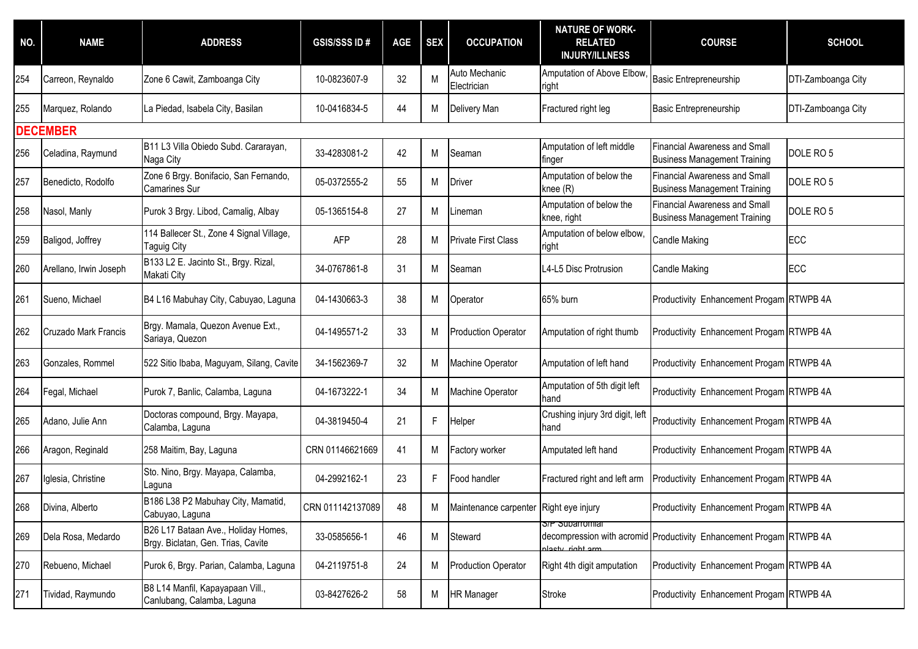| NO. | NAME | ADDRESS | GSIS/SSS ID # | AGE | SEX | OCCUPATION | NATURE OF WORK-RELATED INJURY/ILLNESS | COURSE | SCHOOL |
|---|---|---|---|---|---|---|---|---|---|
| 254 | Carreon, Reynaldo | Zone 6 Cawit, Zamboanga City | 10-0823607-9 | 32 | M | Auto Mechanic Electrician | Amputation of Above Elbow, right | Basic Entrepreneurship | DTI-Zamboanga City |
| 255 | Marquez, Rolando | La Piedad, Isabela City, Basilan | 10-0416834-5 | 44 | M | Delivery Man | Fractured right leg | Basic Entrepreneurship | DTI-Zamboanga City |
| **DECEMBER** | | | | | | | | | |
| 256 | Celadina, Raymund | B11 L3 Villa Obiedo Subd. Cararayan, Naga City | 33-4283081-2 | 42 | M | Seaman | Amputation of left middle finger | Financial Awareness and Small Business Management Training | DOLE RO 5 |
| 257 | Benedicto, Rodolfo | Zone 6 Brgy. Bonifacio, San Fernando, Camarines Sur | 05-0372555-2 | 55 | M | Driver | Amputation of below the knee (R) | Financial Awareness and Small Business Management Training | DOLE RO 5 |
| 258 | Nasol, Manly | Purok 3 Brgy. Libod, Camalig, Albay | 05-1365154-8 | 27 | M | Lineman | Amputation of below the knee, right | Financial Awareness and Small Business Management Training | DOLE RO 5 |
| 259 | Baligod, Joffrey | 114 Ballecer St., Zone 4 Signal Village, Taguig City | AFP | 28 | M | Private First Class | Amputation of below elbow, right | Candle Making | ECC |
| 260 | Arellano, Irwin Joseph | B133 L2 E. Jacinto St., Brgy. Rizal, Makati City | 34-0767861-8 | 31 | M | Seaman | L4-L5 Disc Protrusion | Candle Making | ECC |
| 261 | Sueno, Michael | B4 L16 Mabuhay City, Cabuyao, Laguna | 04-1430663-3 | 38 | M | Operator | 65% burn | Productivity Enhancement Progam | RTWPB 4A |
| 262 | Cruzado Mark Francis | Brgy. Mamala, Quezon Avenue Ext., Sariaya, Quezon | 04-1495571-2 | 33 | M | Production Operator | Amputation of right thumb | Productivity Enhancement Progam | RTWPB 4A |
| 263 | Gonzales, Rommel | 522 Sitio Ibaba, Maguyam, Silang, Cavite | 34-1562369-7 | 32 | M | Machine Operator | Amputation of left hand | Productivity Enhancement Progam | RTWPB 4A |
| 264 | Fegal, Michael | Purok 7, Banlic, Calamba, Laguna | 04-1673222-1 | 34 | M | Machine Operator | Amputation of 5th digit left hand | Productivity Enhancement Progam | RTWPB 4A |
| 265 | Adano, Julie Ann | Doctoras compound, Brgy. Mayapa, Calamba, Laguna | 04-3819450-4 | 21 | F | Helper | Crushing injury 3rd digit, left hand | Productivity Enhancement Progam | RTWPB 4A |
| 266 | Aragon, Reginald | 258 Maitim, Bay, Laguna | CRN 01146621669 | 41 | M | Factory worker | Amputated left hand | Productivity Enhancement Progam | RTWPB 4A |
| 267 | Iglesia, Christine | Sto. Nino, Brgy. Mayapa, Calamba, Laguna | 04-2992162-1 | 23 | F | Food handler | Fractured right and left arm | Productivity Enhancement Progam | RTWPB 4A |
| 268 | Divina, Alberto | B186 L38 P2 Mabuhay City, Mamatid, Cabuyao, Laguna | CRN 011142137089 | 48 | M | Maintenance carpenter | Right eye injury | Productivity Enhancement Progam | RTWPB 4A |
| 269 | Dela Rosa, Medardo | B26 L17 Bataan Ave., Holiday Homes, Brgy. Biclatan, Gen. Trias, Cavite | 33-0585656-1 | 46 | M | Steward | S/P Subacromial decompression with acromid plasty, right arm | Productivity Enhancement Progam | RTWPB 4A |
| 270 | Rebueno, Michael | Purok 6, Brgy. Parian, Calamba, Laguna | 04-2119751-8 | 24 | M | Production Operator | Right 4th digit amputation | Productivity Enhancement Progam | RTWPB 4A |
| 271 | Tividad, Raymundo | B8 L14 Manfil, Kapayapaan Vill., Canlubang, Calamba, Laguna | 03-8427626-2 | 58 | M | HR Manager | Stroke | Productivity Enhancement Progam | RTWPB 4A |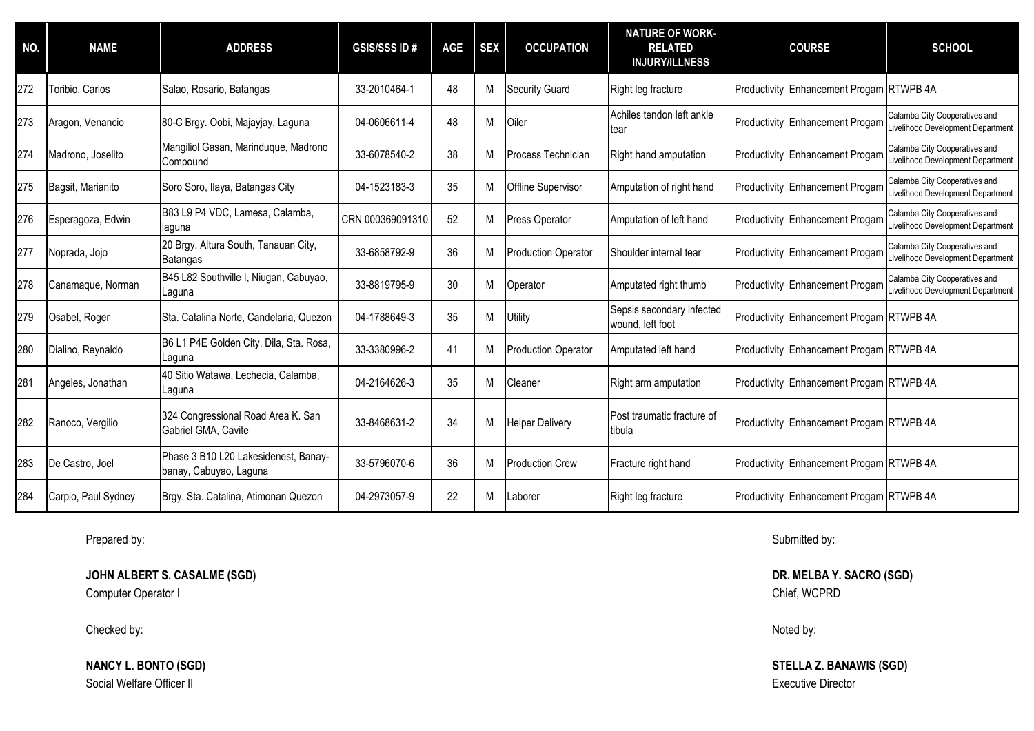| NO. | NAME | ADDRESS | GSIS/SSS ID # | AGE | SEX | OCCUPATION | NATURE OF WORK-RELATED INJURY/ILLNESS | COURSE | SCHOOL |
|---|---|---|---|---|---|---|---|---|---|
| 272 | Toribio, Carlos | Salao, Rosario, Batangas | 33-2010464-1 | 48 | M | Security Guard | Right leg fracture | Productivity Enhancement Progam | RTWPB 4A |
| 273 | Aragon, Venancio | 80-C Brgy. Oobi, Majayjay, Laguna | 04-0606611-4 | 48 | M | Oiler | Achiles tendon left ankle tear | Productivity Enhancement Progam | Calamba City Cooperatives and Livelihood Development Department |
| 274 | Madrono, Joselito | Mangiliol Gasan, Marinduque, Madrono Compound | 33-6078540-2 | 38 | M | Process Technician | Right hand amputation | Productivity Enhancement Progam | Calamba City Cooperatives and Livelihood Development Department |
| 275 | Bagsit, Marianito | Soro Soro, Ilaya, Batangas City | 04-1523183-3 | 35 | M | Offline Supervisor | Amputation of right hand | Productivity Enhancement Progam | Calamba City Cooperatives and Livelihood Development Department |
| 276 | Esperagoza, Edwin | B83 L9 P4 VDC, Lamesa, Calamba, laguna | CRN 000369091310 | 52 | M | Press Operator | Amputation of left hand | Productivity Enhancement Progam | Calamba City Cooperatives and Livelihood Development Department |
| 277 | Noprada, Jojo | 20 Brgy. Altura South, Tanauan City, Batangas | 33-6858792-9 | 36 | M | Production Operator | Shoulder internal tear | Productivity Enhancement Progam | Calamba City Cooperatives and Livelihood Development Department |
| 278 | Canamaque, Norman | B45 L82 Southville I, Niugan, Cabuyao, Laguna | 33-8819795-9 | 30 | M | Operator | Amputated right thumb | Productivity Enhancement Progam | Calamba City Cooperatives and Livelihood Development Department |
| 279 | Osabel, Roger | Sta. Catalina Norte, Candelaria, Quezon | 04-1788649-3 | 35 | M | Utility | Sepsis secondary infected wound, left foot | Productivity Enhancement Progam | RTWPB 4A |
| 280 | Dialino, Reynaldo | B6 L1 P4E Golden City, Dila, Sta. Rosa, Laguna | 33-3380996-2 | 41 | M | Production Operator | Amputated left hand | Productivity Enhancement Progam | RTWPB 4A |
| 281 | Angeles, Jonathan | 40 Sitio Watawa, Lechecia, Calamba, Laguna | 04-2164626-3 | 35 | M | Cleaner | Right arm amputation | Productivity Enhancement Progam | RTWPB 4A |
| 282 | Ranoco, Vergilio | 324 Congressional Road Area K. San Gabriel GMA, Cavite | 33-8468631-2 | 34 | M | Helper Delivery | Post traumatic fracture of tibula | Productivity Enhancement Progam | RTWPB 4A |
| 283 | De Castro, Joel | Phase 3 B10 L20 Lakesidenest, Banay-banay, Cabuyao, Laguna | 33-5796070-6 | 36 | M | Production Crew | Fracture right hand | Productivity Enhancement Progam | RTWPB 4A |
| 284 | Carpio, Paul Sydney | Brgy. Sta. Catalina, Atimonan Quezon | 04-2973057-9 | 22 | M | Laborer | Right leg fracture | Productivity Enhancement Progam | RTWPB 4A |

Prepared by:

**JOHN ALBERT S. CASALME (SGD)**
Computer Operator I

Checked by:

**NANCY L. BONTO (SGD)**
Social Welfare Officer II

Submitted by:

**DR. MELBA Y. SACRO (SGD)**
Chief, WCPRD

Noted by:

**STELLA Z. BANAWIS (SGD)**
Executive Director